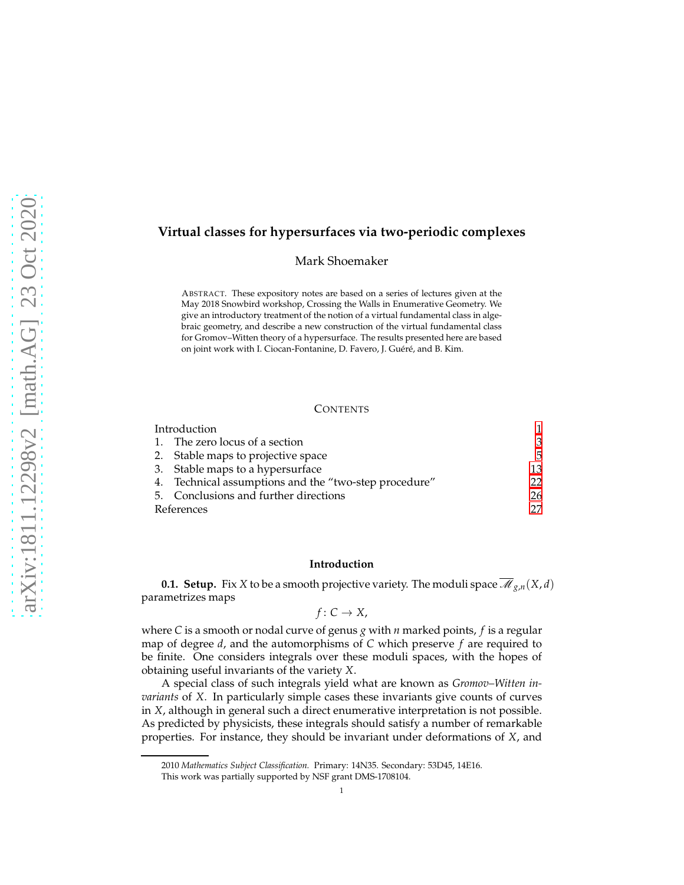# Virtual classes for hypersurfaces via two-periodic complexes

Mark Shoemaker

ABSTRACT. These expository notes are based on a series of lectures given at the May 2018 Snowbird workshop, Crossing the Walls in Enumerative Geometry. We give an introductory treatment of the notion of a virtual fundamental class in algebraic geometry, and describe a new construction of the virtual fundamental class for Gromov–Witten theory of a hypersurface. The results presented here are based on joint work with I. Ciocan-Fontanine, D. Favero, J. Guéré, and B. Kim.

## CONTENTS

| | |
|---|---|
| Introduction | 1 |
| 1. The zero locus of a section | 3 |
| 2. Stable maps to projective space | 5 |
| 3. Stable maps to a hypersurface | 13 |
| 4. Technical assumptions and the "two-step procedure" | 22 |
| 5. Conclusions and further directions | 26 |
| References | 27 |

## Introduction

**0.1. Setup.** Fix $X$ to be a smooth projective variety. The moduli space $\overline{\mathscr{M}}_{g,n}(X,d)$ parametrizes maps

$$f\colon C \to X,$$

where $C$ is a smooth or nodal curve of genus $g$ with $n$ marked points, $f$ is a regular map of degree $d$, and the automorphisms of $C$ which preserve $f$ are required to be finite. One considers integrals over these moduli spaces, with the hopes of obtaining useful invariants of the variety $X$.

A special class of such integrals yield what are known as *Gromov–Witten invariants* of $X$. In particularly simple cases these invariants give counts of curves in $X$, although in general such a direct enumerative interpretation is not possible. As predicted by physicists, these integrals should satisfy a number of remarkable properties. For instance, they should be invariant under deformations of $X$, and

2010 *Mathematics Subject Classification.* Primary: 14N35. Secondary: 53D45, 14E16.

This work was partially supported by NSF grant DMS-1708104.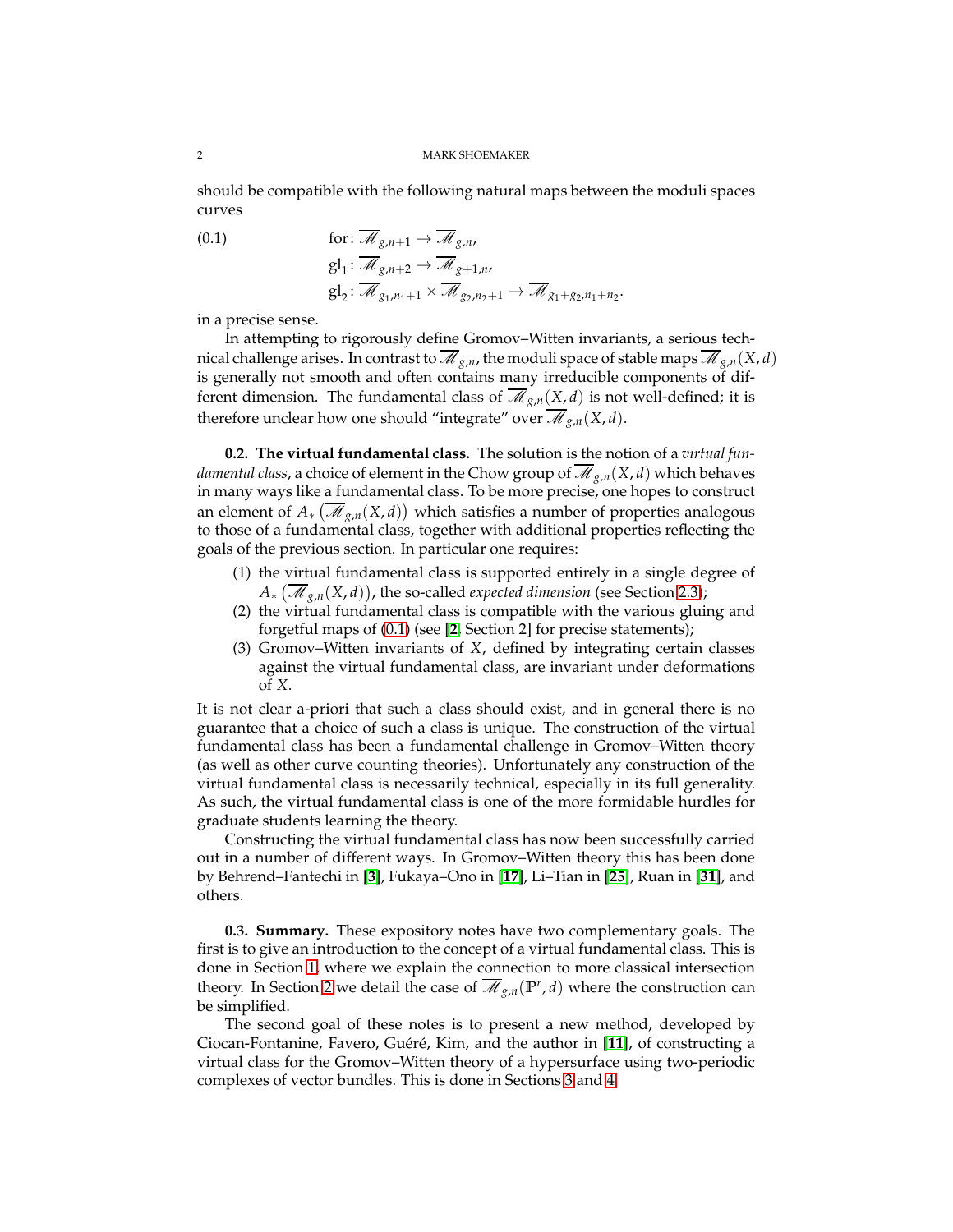should be compatible with the following natural maps between the moduli spaces curves

$$
\begin{aligned}
&\text{for}\colon \overline{\mathscr{M}}_{g,n+1} \to \overline{\mathscr{M}}_{g,n}, \\
&\text{gl}_1\colon \overline{\mathscr{M}}_{g,n+2} \to \overline{\mathscr{M}}_{g+1,n}, \\
&\text{gl}_2\colon \overline{\mathscr{M}}_{g_1,n_1+1} \times \overline{\mathscr{M}}_{g_2,n_2+1} \to \overline{\mathscr{M}}_{g_1+g_2,n_1+n_2}.
\end{aligned} \tag{0.1}
$$

in a precise sense.

In attempting to rigorously define Gromov–Witten invariants, a serious technical challenge arises. In contrast to $\overline{\mathscr{M}}_{g,n}$, the moduli space of stable maps $\overline{\mathscr{M}}_{g,n}(X,d)$ is generally not smooth and often contains many irreducible components of different dimension. The fundamental class of $\overline{\mathscr{M}}_{g,n}(X,d)$ is not well-defined; it is therefore unclear how one should "integrate" over $\overline{\mathscr{M}}_{g,n}(X,d)$.

**0.2. The virtual fundamental class.** The solution is the notion of a *virtual fundamental class*, a choice of element in the Chow group of $\overline{\mathscr{M}}_{g,n}(X,d)$ which behaves in many ways like a fundamental class. To be more precise, one hopes to construct an element of $A_*\left(\overline{\mathscr{M}}_{g,n}(X,d)\right)$ which satisfies a number of properties analogous to those of a fundamental class, together with additional properties reflecting the goals of the previous section. In particular one requires:

1. the virtual fundamental class is supported entirely in a single degree of $A_*\left(\overline{\mathscr{M}}_{g,n}(X,d)\right)$, the so-called *expected dimension* (see Section 2.3);
2. the virtual fundamental class is compatible with the various gluing and forgetful maps of (0.1) (see [2, Section 2] for precise statements);
3. Gromov–Witten invariants of $X$, defined by integrating certain classes against the virtual fundamental class, are invariant under deformations of $X$.

It is not clear a-priori that such a class should exist, and in general there is no guarantee that a choice of such a class is unique. The construction of the virtual fundamental class has been a fundamental challenge in Gromov–Witten theory (as well as other curve counting theories). Unfortunately any construction of the virtual fundamental class is necessarily technical, especially in its full generality. As such, the virtual fundamental class is one of the more formidable hurdles for graduate students learning the theory.

Constructing the virtual fundamental class has now been successfully carried out in a number of different ways. In Gromov–Witten theory this has been done by Behrend–Fantechi in [3], Fukaya–Ono in [17], Li–Tian in [25], Ruan in [31], and others.

**0.3. Summary.** These expository notes have two complementary goals. The first is to give an introduction to the concept of a virtual fundamental class. This is done in Section 1, where we explain the connection to more classical intersection theory. In Section 2 we detail the case of $\overline{\mathscr{M}}_{g,n}(\mathbb{P}^r,d)$ where the construction can be simplified.

The second goal of these notes is to present a new method, developed by Ciocan-Fontanine, Favero, Guéré, Kim, and the author in [11], of constructing a virtual class for the Gromov–Witten theory of a hypersurface using two-periodic complexes of vector bundles. This is done in Sections 3 and 4.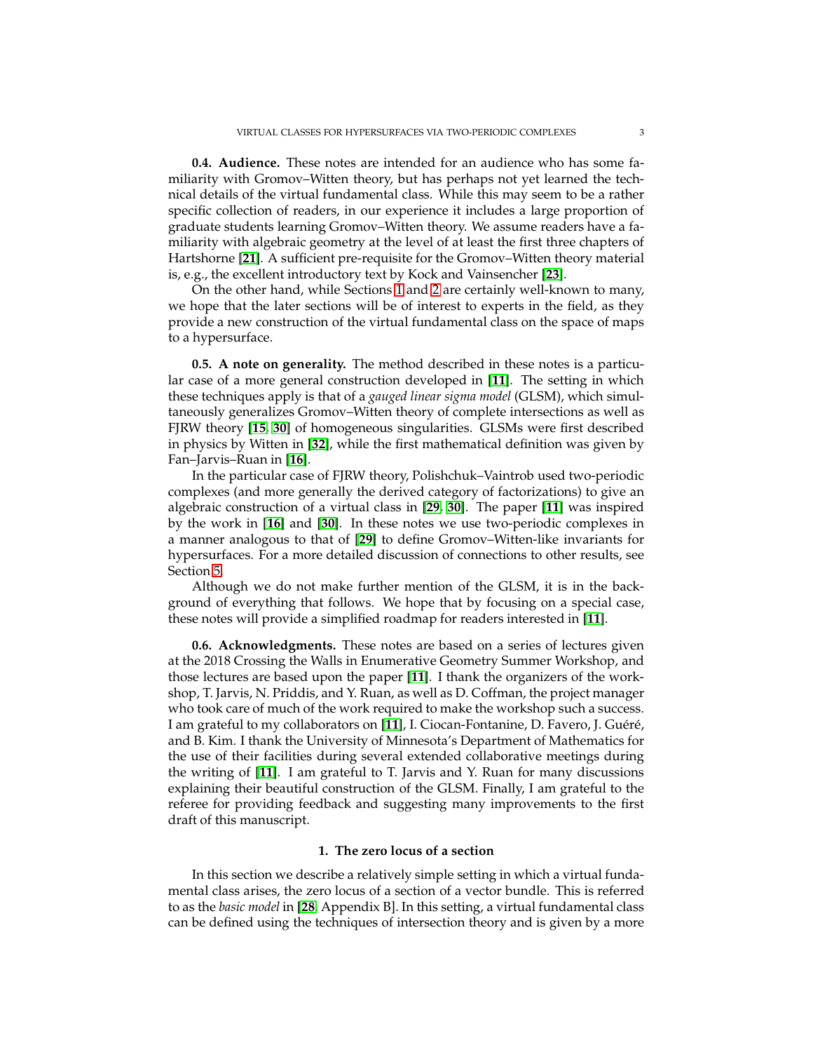**0.4. Audience.** These notes are intended for an audience who has some familiarity with Gromov–Witten theory, but has perhaps not yet learned the technical details of the virtual fundamental class. While this may seem to be a rather specific collection of readers, in our experience it includes a large proportion of graduate students learning Gromov–Witten theory. We assume readers have a familiarity with algebraic geometry at the level of at least the first three chapters of Hartshorne [**21**]. A sufficient pre-requisite for the Gromov–Witten theory material is, e.g., the excellent introductory text by Kock and Vainsencher [**23**].

On the other hand, while Sections 1 and 2 are certainly well-known to many, we hope that the later sections will be of interest to experts in the field, as they provide a new construction of the virtual fundamental class on the space of maps to a hypersurface.

**0.5. A note on generality.** The method described in these notes is a particular case of a more general construction developed in [**11**]. The setting in which these techniques apply is that of a *gauged linear sigma model* (GLSM), which simultaneously generalizes Gromov–Witten theory of complete intersections as well as FJRW theory [**15**, **30**] of homogeneous singularities. GLSMs were first described in physics by Witten in [**32**], while the first mathematical definition was given by Fan–Jarvis–Ruan in [**16**].

In the particular case of FJRW theory, Polishchuk–Vaintrob used two-periodic complexes (and more generally the derived category of factorizations) to give an algebraic construction of a virtual class in [**29**, **30**]. The paper [**11**] was inspired by the work in [**16**] and [**30**]. In these notes we use two-periodic complexes in a manner analogous to that of [**29**] to define Gromov–Witten-like invariants for hypersurfaces. For a more detailed discussion of connections to other results, see Section 5.

Although we do not make further mention of the GLSM, it is in the background of everything that follows. We hope that by focusing on a special case, these notes will provide a simplified roadmap for readers interested in [**11**].

**0.6. Acknowledgments.** These notes are based on a series of lectures given at the 2018 Crossing the Walls in Enumerative Geometry Summer Workshop, and those lectures are based upon the paper [**11**]. I thank the organizers of the workshop, T. Jarvis, N. Priddis, and Y. Ruan, as well as D. Coffman, the project manager who took care of much of the work required to make the workshop such a success. I am grateful to my collaborators on [**11**], I. Ciocan-Fontanine, D. Favero, J. Guéré, and B. Kim. I thank the University of Minnesota's Department of Mathematics for the use of their facilities during several extended collaborative meetings during the writing of [**11**]. I am grateful to T. Jarvis and Y. Ruan for many discussions explaining their beautiful construction of the GLSM. Finally, I am grateful to the referee for providing feedback and suggesting many improvements to the first draft of this manuscript.

## 1. The zero locus of a section

In this section we describe a relatively simple setting in which a virtual fundamental class arises, the zero locus of a section of a vector bundle. This is referred to as the *basic model* in [**28**, Appendix B]. In this setting, a virtual fundamental class can be defined using the techniques of intersection theory and is given by a more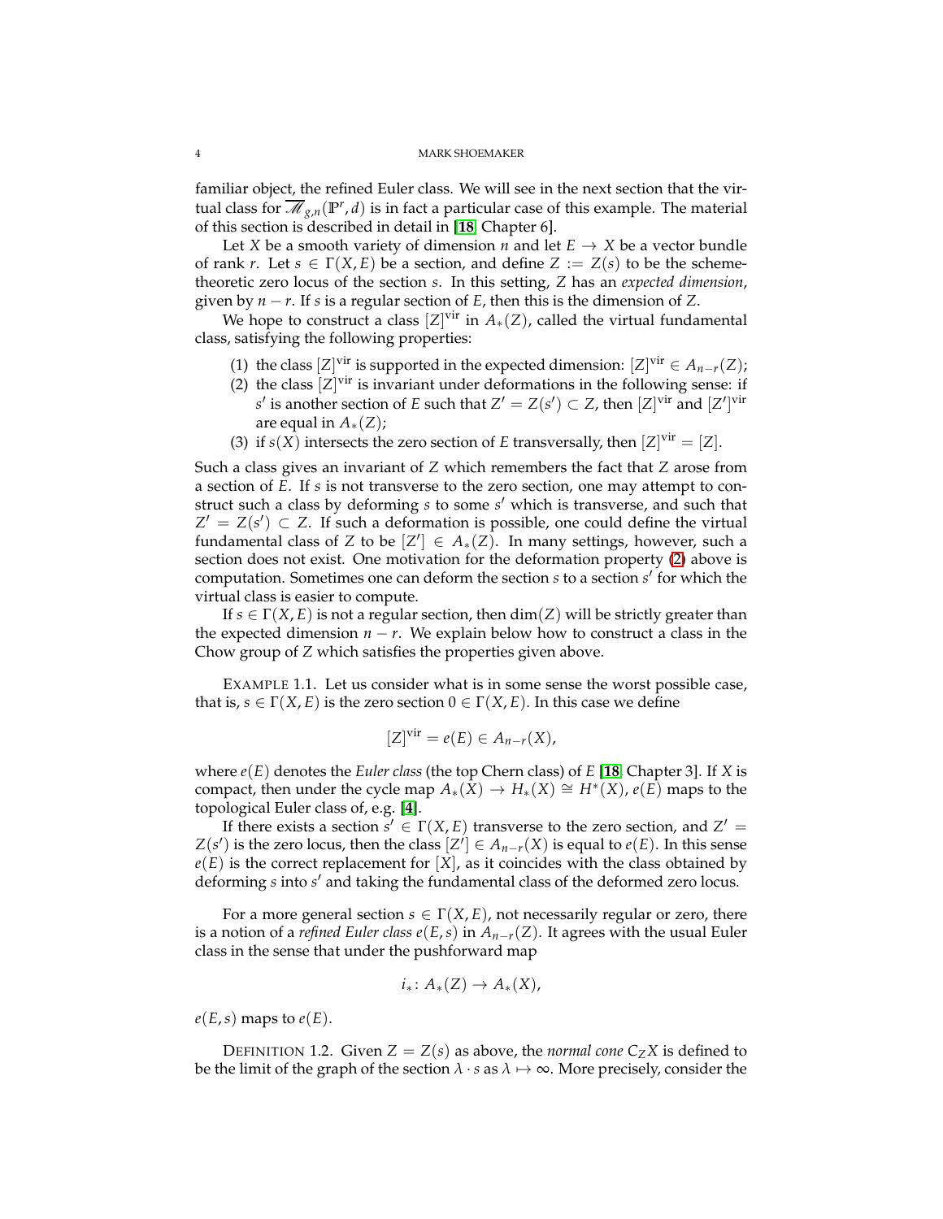familiar object, the refined Euler class. We will see in the next section that the virtual class for $\overline{\mathscr{M}}_{g,n}(\mathbb{P}^r, d)$ is in fact a particular case of this example. The material of this section is described in detail in [**18**, Chapter 6].

Let $X$ be a smooth variety of dimension $n$ and let $E \to X$ be a vector bundle of rank $r$. Let $s \in \Gamma(X, E)$ be a section, and define $Z := Z(s)$ to be the scheme-theoretic zero locus of the section $s$. In this setting, $Z$ has an *expected dimension*, given by $n - r$. If $s$ is a regular section of $E$, then this is the dimension of $Z$.

We hope to construct a class $[Z]^{\text{vir}}$ in $A_*(Z)$, called the virtual fundamental class, satisfying the following properties:

1. the class $[Z]^{\text{vir}}$ is supported in the expected dimension: $[Z]^{\text{vir}} \in A_{n-r}(Z)$;
2. the class $[Z]^{\text{vir}}$ is invariant under deformations in the following sense: if $s'$ is another section of $E$ such that $Z' = Z(s') \subset Z$, then $[Z]^{\text{vir}}$ and $[Z']^{\text{vir}}$ are equal in $A_*(Z)$;
3. if $s(X)$ intersects the zero section of $E$ transversally, then $[Z]^{\text{vir}} = [Z]$.

Such a class gives an invariant of $Z$ which remembers the fact that $Z$ arose from a section of $E$. If $s$ is not transverse to the zero section, one may attempt to construct such a class by deforming $s$ to some $s'$ which is transverse, and such that $Z' = Z(s') \subset Z$. If such a deformation is possible, one could define the virtual fundamental class of $Z$ to be $[Z'] \in A_*(Z)$. In many settings, however, such a section does not exist. One motivation for the deformation property (2) above is computation. Sometimes one can deform the section $s$ to a section $s'$ for which the virtual class is easier to compute.

If $s \in \Gamma(X, E)$ is not a regular section, then $\dim(Z)$ will be strictly greater than the expected dimension $n - r$. We explain below how to construct a class in the Chow group of $Z$ which satisfies the properties given above.

EXAMPLE 1.1. Let us consider what is in some sense the worst possible case, that is, $s \in \Gamma(X, E)$ is the zero section $0 \in \Gamma(X, E)$. In this case we define

$$[Z]^{\text{vir}} = e(E) \in A_{n-r}(X),$$

where $e(E)$ denotes the *Euler class* (the top Chern class) of $E$ [**18**, Chapter 3]. If $X$ is compact, then under the cycle map $A_*(X) \to H_*(X) \cong H^*(X)$, $e(E)$ maps to the topological Euler class of, e.g. [**4**].

If there exists a section $s' \in \Gamma(X, E)$ transverse to the zero section, and $Z' = Z(s')$ is the zero locus, then the class $[Z'] \in A_{n-r}(X)$ is equal to $e(E)$. In this sense $e(E)$ is the correct replacement for $[X]$, as it coincides with the class obtained by deforming $s$ into $s'$ and taking the fundamental class of the deformed zero locus.

For a more general section $s \in \Gamma(X, E)$, not necessarily regular or zero, there is a notion of a *refined Euler class* $e(E, s)$ in $A_{n-r}(Z)$. It agrees with the usual Euler class in the sense that under the pushforward map

$$i_* \colon A_*(Z) \to A_*(X),$$

$e(E, s)$ maps to $e(E)$.

DEFINITION 1.2. Given $Z = Z(s)$ as above, the *normal cone* $C_Z X$ is defined to be the limit of the graph of the section $\lambda \cdot s$ as $\lambda \mapsto \infty$. More precisely, consider the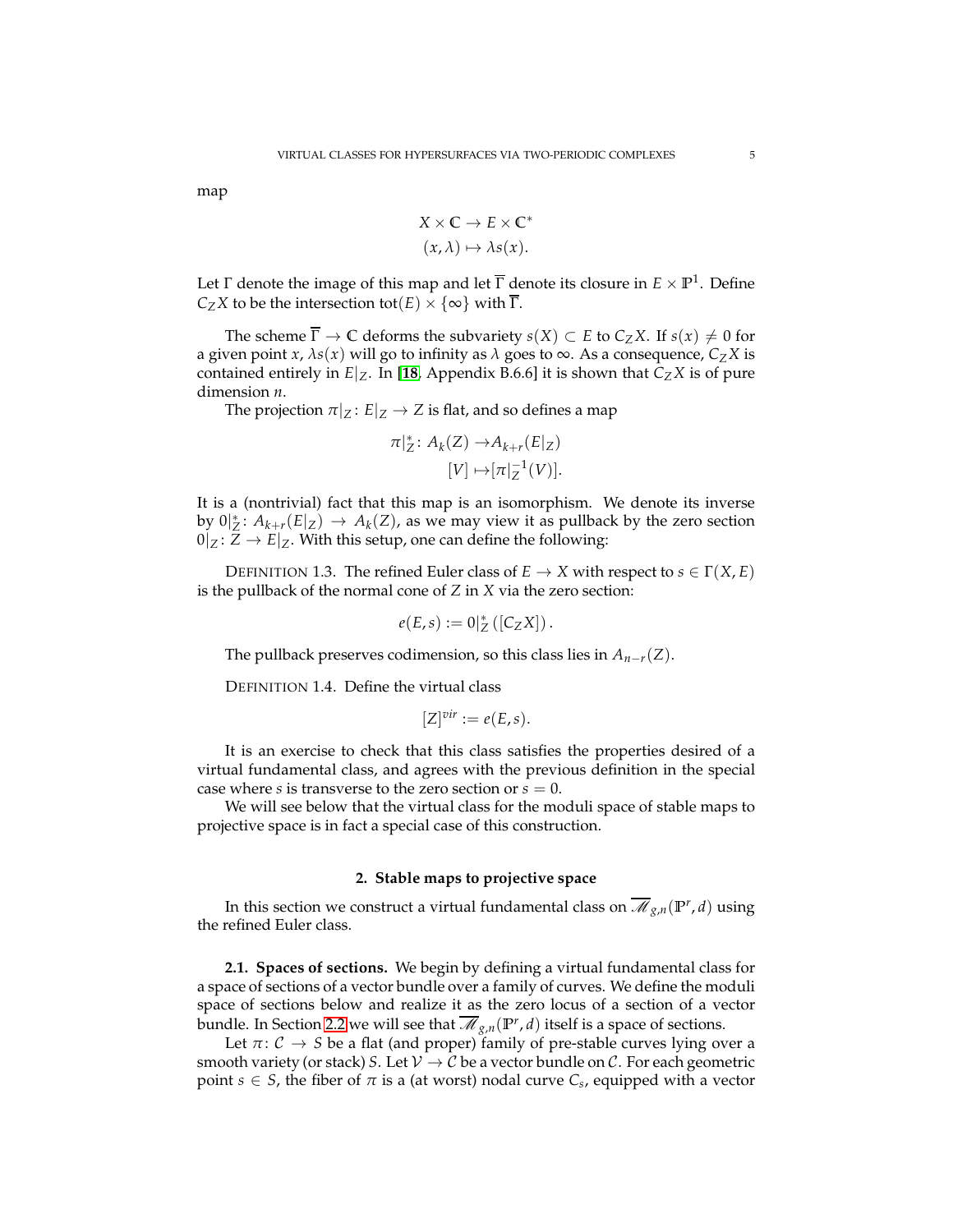map

$$X \times \mathbb{C} \to E \times \mathbb{C}^*$$
$$(x, \lambda) \mapsto \lambda s(x).$$

Let $\Gamma$ denote the image of this map and let $\overline{\Gamma}$ denote its closure in $E \times \mathbb{P}^1$. Define $C_Z X$ to be the intersection $\operatorname{tot}(E) \times \{\infty\}$ with $\overline{\Gamma}$.

The scheme $\overline{\Gamma} \to \mathbb{C}$ deforms the subvariety $s(X) \subset E$ to $C_Z X$. If $s(x) \neq 0$ for a given point $x$, $\lambda s(x)$ will go to infinity as $\lambda$ goes to $\infty$. As a consequence, $C_Z X$ is contained entirely in $E|_Z$. In [**18**, Appendix B.6.6] it is shown that $C_Z X$ is of pure dimension $n$.

The projection $\pi|_Z \colon E|_Z \to Z$ is flat, and so defines a map

$$\pi|_Z^* \colon A_k(Z) \to A_{k+r}(E|_Z)$$
$$[V] \mapsto [\pi|_Z^{-1}(V)].$$

It is a (nontrivial) fact that this map is an isomorphism. We denote its inverse by $0|_Z^* \colon A_{k+r}(E|_Z) \to A_k(Z)$, as we may view it as pullback by the zero section $0|_Z \colon Z \to E|_Z$. With this setup, one can define the following:

DEFINITION 1.3. The refined Euler class of $E \to X$ with respect to $s \in \Gamma(X, E)$ is the pullback of the normal cone of $Z$ in $X$ via the zero section:

$$e(E, s) := 0|_Z^* \left( [C_Z X] \right).$$

The pullback preserves codimension, so this class lies in $A_{n-r}(Z)$.

DEFINITION 1.4. Define the virtual class

$$[Z]^{vir} := e(E, s).$$

It is an exercise to check that this class satisfies the properties desired of a virtual fundamental class, and agrees with the previous definition in the special case where $s$ is transverse to the zero section or $s = 0$.

We will see below that the virtual class for the moduli space of stable maps to projective space is in fact a special case of this construction.

## 2. Stable maps to projective space

In this section we construct a virtual fundamental class on $\overline{\mathscr{M}}_{g,n}(\mathbb{P}^r, d)$ using the refined Euler class.

**2.1. Spaces of sections.** We begin by defining a virtual fundamental class for a space of sections of a vector bundle over a family of curves. We define the moduli space of sections below and realize it as the zero locus of a section of a vector bundle. In Section 2.2 we will see that $\overline{\mathscr{M}}_{g,n}(\mathbb{P}^r, d)$ itself is a space of sections.

Let $\pi \colon \mathcal{C} \to S$ be a flat (and proper) family of pre-stable curves lying over a smooth variety (or stack) $S$. Let $\mathcal{V} \to \mathcal{C}$ be a vector bundle on $\mathcal{C}$. For each geometric point $s \in S$, the fiber of $\pi$ is a (at worst) nodal curve $C_s$, equipped with a vector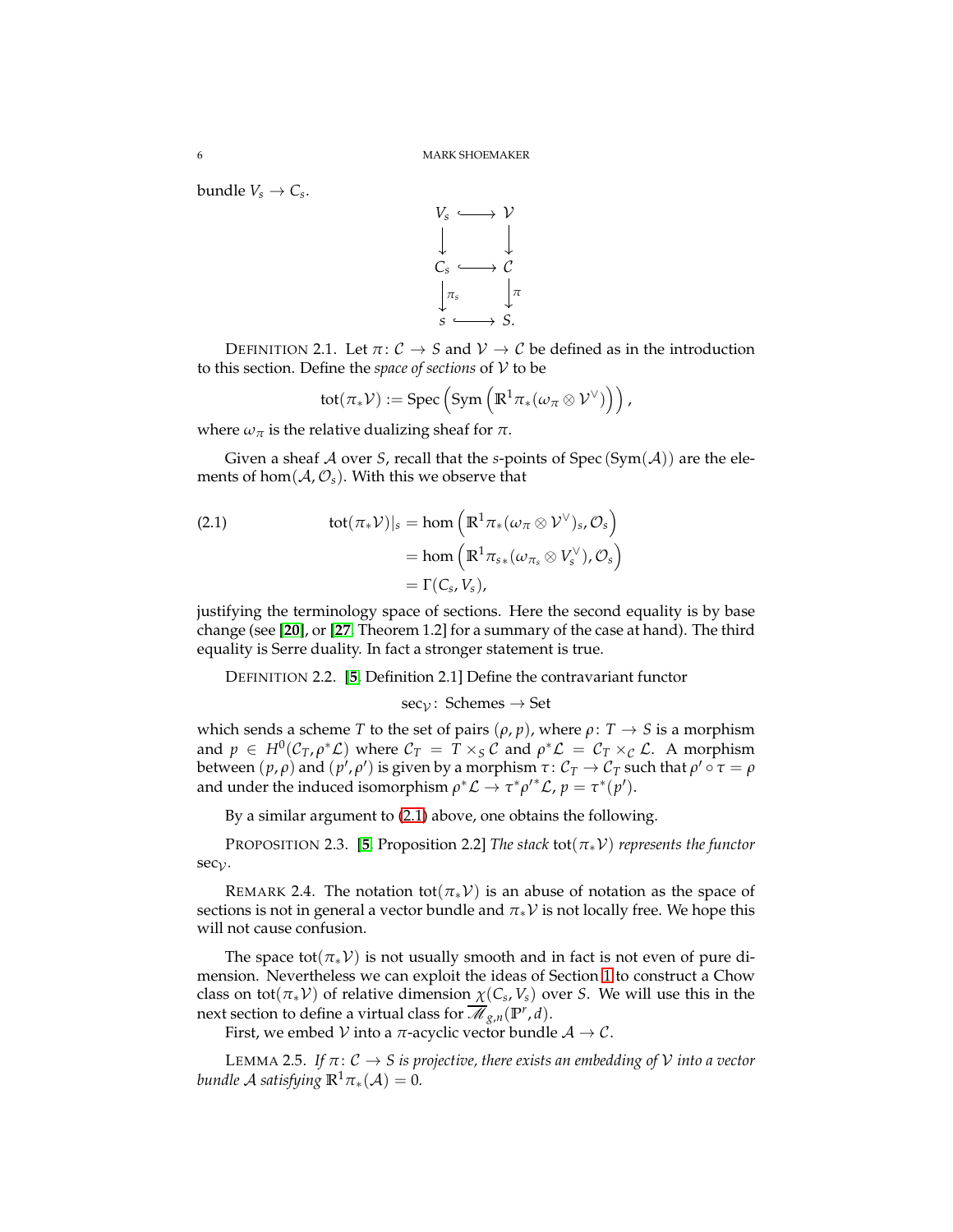bundle $V_s \to C_s$.

$$
\begin{array}{ccc}
V_s & \hookrightarrow & \mathcal{V} \\
\downarrow & & \downarrow \\
C_s & \hookrightarrow & \mathcal{C} \\
\downarrow{\scriptstyle \pi_s} & & \downarrow{\scriptstyle \pi} \\
s & \hookrightarrow & S.
\end{array}
$$

DEFINITION 2.1. Let $\pi\colon \mathcal{C} \to S$ and $\mathcal{V} \to \mathcal{C}$ be defined as in the introduction to this section. Define the *space of sections* of $\mathcal{V}$ to be

$$
\operatorname{tot}(\pi_*\mathcal{V}) := \operatorname{Spec}\left(\operatorname{Sym}\left(\mathbb{R}^1\pi_*(\omega_\pi \otimes \mathcal{V}^\vee)\right)\right),
$$

where $\omega_\pi$ is the relative dualizing sheaf for $\pi$.

Given a sheaf $\mathcal{A}$ over $S$, recall that the $s$-points of $\operatorname{Spec}(\operatorname{Sym}(\mathcal{A}))$ are the elements of $\hom(\mathcal{A}, \mathcal{O}_s)$. With this we observe that

$$
\begin{aligned}
\operatorname{tot}(\pi_*\mathcal{V})|_s &= \hom\left(\mathbb{R}^1\pi_*(\omega_\pi \otimes \mathcal{V}^\vee)_s, \mathcal{O}_s\right) \\
&= \hom\left(\mathbb{R}^1\pi_{s*}(\omega_{\pi_s} \otimes V_s^\vee), \mathcal{O}_s\right) \\
&= \Gamma(C_s, V_s),
\end{aligned}
\tag{2.1}
$$

justifying the terminology space of sections. Here the second equality is by base change (see [20], or [27, Theorem 1.2] for a summary of the case at hand). The third equality is Serre duality. In fact a stronger statement is true.

DEFINITION 2.2. [5, Definition 2.1] Define the contravariant functor

$$
\sec_{\mathcal{V}}\colon \text{Schemes} \to \text{Set}
$$

which sends a scheme $T$ to the set of pairs $(\rho, p)$, where $\rho\colon T \to S$ is a morphism and $p \in H^0(\mathcal{C}_T, \rho^*\mathcal{L})$ where $\mathcal{C}_T = T \times_S \mathcal{C}$ and $\rho^*\mathcal{L} = \mathcal{C}_T \times_{\mathcal{C}} \mathcal{L}$. A morphism between $(p, \rho)$ and $(p', \rho')$ is given by a morphism $\tau\colon \mathcal{C}_T \to \mathcal{C}_T$ such that $\rho' \circ \tau = \rho$ and under the induced isomorphism $\rho^*\mathcal{L} \to \tau^*\rho'^*\mathcal{L}$, $p = \tau^*(p')$.

By a similar argument to (2.1) above, one obtains the following.

PROPOSITION 2.3. [5, Proposition 2.2] *The stack* $\operatorname{tot}(\pi_*\mathcal{V})$ *represents the functor* $\sec_{\mathcal{V}}$.

REMARK 2.4. The notation $\operatorname{tot}(\pi_*\mathcal{V})$ is an abuse of notation as the space of sections is not in general a vector bundle and $\pi_*\mathcal{V}$ is not locally free. We hope this will not cause confusion.

The space $\operatorname{tot}(\pi_*\mathcal{V})$ is not usually smooth and in fact is not even of pure dimension. Nevertheless we can exploit the ideas of Section 1 to construct a Chow class on $\operatorname{tot}(\pi_*\mathcal{V})$ of relative dimension $\chi(C_s, V_s)$ over $S$. We will use this in the next section to define a virtual class for $\overline{\mathscr{M}}_{g,n}(\mathbb{P}^r, d)$.

First, we embed $\mathcal{V}$ into a $\pi$-acyclic vector bundle $\mathcal{A} \to \mathcal{C}$.

LEMMA 2.5. *If* $\pi\colon \mathcal{C} \to S$ *is projective, there exists an embedding of* $\mathcal{V}$ *into a vector bundle* $\mathcal{A}$ *satisfying* $\mathbb{R}^1\pi_*(\mathcal{A}) = 0$.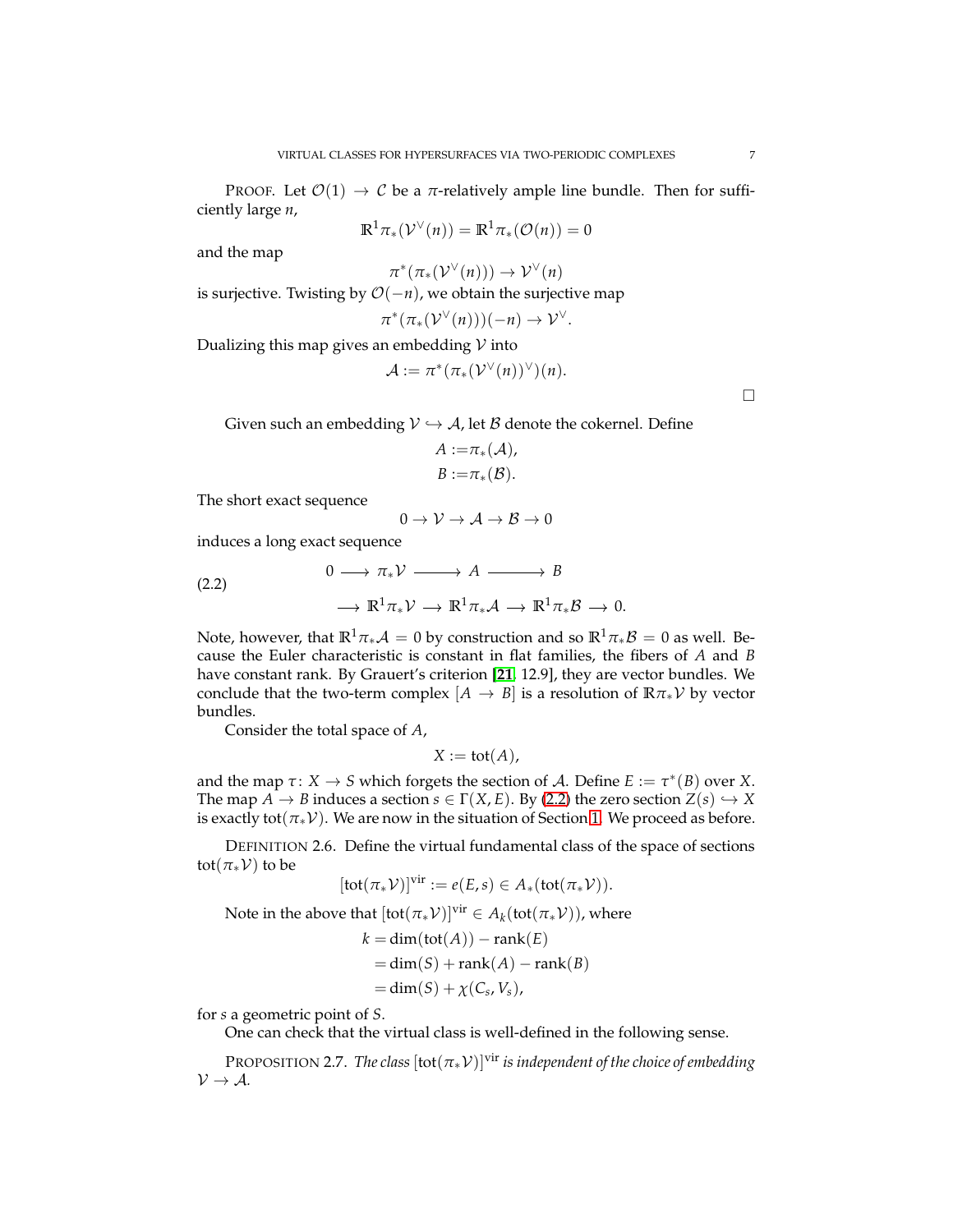PROOF. Let $\mathcal{O}(1) \to \mathcal{C}$ be a $\pi$-relatively ample line bundle. Then for sufficiently large $n$,

$$\mathbb{R}^1\pi_*(\mathcal{V}^\vee(n)) = \mathbb{R}^1\pi_*(\mathcal{O}(n)) = 0$$

and the map

$$\pi^*(\pi_*(\mathcal{V}^\vee(n))) \to \mathcal{V}^\vee(n)$$

is surjective. Twisting by $\mathcal{O}(-n)$, we obtain the surjective map

$$\pi^*(\pi_*(\mathcal{V}^\vee(n)))(-n) \to \mathcal{V}^\vee.$$

Dualizing this map gives an embedding $\mathcal{V}$ into

$$\mathcal{A} := \pi^*(\pi_*(\mathcal{V}^\vee(n))^\vee)(n).$$

$\square$

Given such an embedding $\mathcal{V} \hookrightarrow \mathcal{A}$, let $\mathcal{B}$ denote the cokernel. Define

$$A := \pi_*(\mathcal{A}),$$
$$B := \pi_*(\mathcal{B}).$$

The short exact sequence

$$0 \to \mathcal{V} \to \mathcal{A} \to \mathcal{B} \to 0$$

induces a long exact sequence

$$\begin{aligned} 0 \longrightarrow \pi_*\mathcal{V} \longrightarrow A \longrightarrow B \\ \longrightarrow \mathbb{R}^1\pi_*\mathcal{V} \longrightarrow \mathbb{R}^1\pi_*\mathcal{A} \longrightarrow \mathbb{R}^1\pi_*\mathcal{B} \longrightarrow 0. \end{aligned} \tag{2.2}$$

Note, however, that $\mathbb{R}^1\pi_*\mathcal{A} = 0$ by construction and so $\mathbb{R}^1\pi_*\mathcal{B} = 0$ as well. Because the Euler characteristic is constant in flat families, the fibers of $A$ and $B$ have constant rank. By Grauert's criterion [21, 12.9], they are vector bundles. We conclude that the two-term complex $[A \to B]$ is a resolution of $\mathbb{R}\pi_*\mathcal{V}$ by vector bundles.

Consider the total space of $A$,

$$X := \mathrm{tot}(A),$$

and the map $\tau \colon X \to S$ which forgets the section of $\mathcal{A}$. Define $E := \tau^*(B)$ over $X$. The map $A \to B$ induces a section $s \in \Gamma(X, E)$. By (2.2) the zero section $Z(s) \hookrightarrow X$ is exactly $\mathrm{tot}(\pi_*\mathcal{V})$. We are now in the situation of Section 1. We proceed as before.

DEFINITION 2.6. Define the virtual fundamental class of the space of sections $\mathrm{tot}(\pi_*\mathcal{V})$ to be

$$[\mathrm{tot}(\pi_*\mathcal{V})]^{\mathrm{vir}} := e(E, s) \in A_*(\mathrm{tot}(\pi_*\mathcal{V})).$$

Note in the above that $[\mathrm{tot}(\pi_*\mathcal{V})]^{\mathrm{vir}} \in A_k(\mathrm{tot}(\pi_*\mathcal{V}))$, where

$$\begin{aligned} k &= \dim(\mathrm{tot}(A)) - \mathrm{rank}(E) \\ &= \dim(S) + \mathrm{rank}(A) - \mathrm{rank}(B) \\ &= \dim(S) + \chi(C_s, V_s), \end{aligned}$$

for $s$ a geometric point of $S$.

One can check that the virtual class is well-defined in the following sense.

PROPOSITION 2.7. *The class $[\mathrm{tot}(\pi_*\mathcal{V})]^{\mathrm{vir}}$ is independent of the choice of embedding $\mathcal{V} \to \mathcal{A}$.*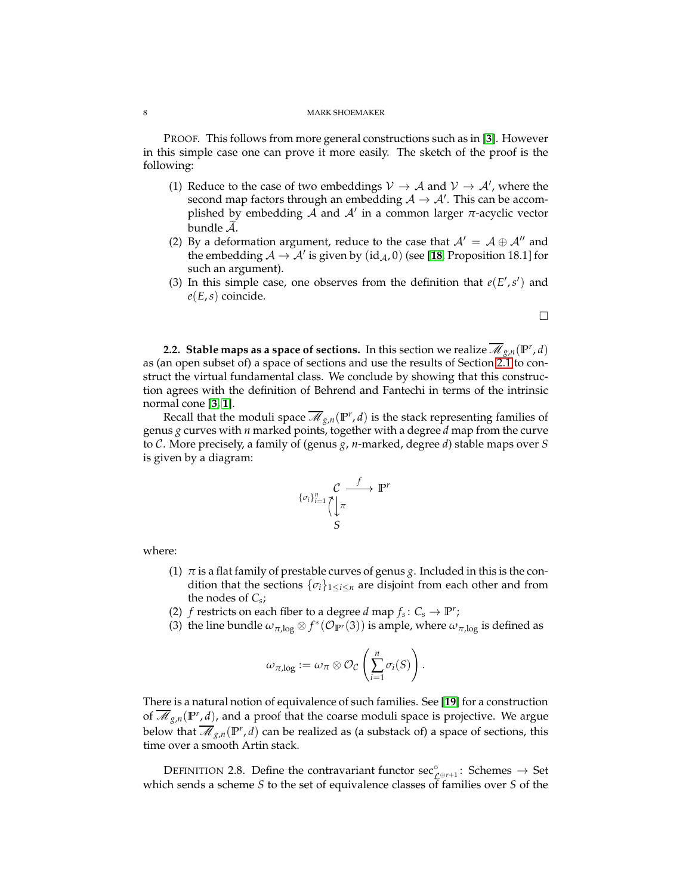PROOF. This follows from more general constructions such as in [**3**]. However in this simple case one can prove it more easily. The sketch of the proof is the following:

(1) Reduce to the case of two embeddings $\mathcal{V} \to \mathcal{A}$ and $\mathcal{V} \to \mathcal{A}'$, where the second map factors through an embedding $\mathcal{A} \to \mathcal{A}'$. This can be accomplished by embedding $\mathcal{A}$ and $\mathcal{A}'$ in a common larger $\pi$-acyclic vector bundle $\widetilde{\mathcal{A}}$.
(2) By a deformation argument, reduce to the case that $\mathcal{A}' = \mathcal{A} \oplus \mathcal{A}''$ and the embedding $\mathcal{A} \to \mathcal{A}'$ is given by $(\mathrm{id}_{\mathcal{A}}, 0)$ (see [**18**, Proposition 18.1] for such an argument).
(3) In this simple case, one observes from the definition that $e(E', s')$ and $e(E, s)$ coincide.

□

**2.2. Stable maps as a space of sections.** In this section we realize $\overline{\mathscr{M}}_{g,n}(\mathbb{P}^r, d)$ as (an open subset of) a space of sections and use the results of Section 2.1 to construct the virtual fundamental class. We conclude by showing that this construction agrees with the definition of Behrend and Fantechi in terms of the intrinsic normal cone [**3**, **1**].

Recall that the moduli space $\overline{\mathscr{M}}_{g,n}(\mathbb{P}^r, d)$ is the stack representing families of genus $g$ curves with $n$ marked points, together with a degree $d$ map from the curve to $\mathcal{C}$. More precisely, a family of (genus $g$, $n$-marked, degree $d$) stable maps over $S$ is given by a diagram:

$$\begin{array}{ccc} & \mathcal{C} & \xrightarrow{f} \mathbb{P}^r \\ \{\sigma_i\}_{i=1}^n & \uparrow\downarrow \pi & \\ & S & \end{array}$$

where:

(1) $\pi$ is a flat family of prestable curves of genus $g$. Included in this is the condition that the sections $\{\sigma_i\}_{1 \leq i \leq n}$ are disjoint from each other and from the nodes of $C_s$;
(2) $f$ restricts on each fiber to a degree $d$ map $f_s \colon C_s \to \mathbb{P}^r$;
(3) the line bundle $\omega_{\pi,\log} \otimes f^*(\mathcal{O}_{\mathbb{P}^r}(3))$ is ample, where $\omega_{\pi,\log}$ is defined as

$$\omega_{\pi,\log} := \omega_\pi \otimes \mathcal{O}_{\mathcal{C}}\left(\sum_{i=1}^n \sigma_i(S)\right).$$

There is a natural notion of equivalence of such families. See [**19**] for a construction of $\overline{\mathscr{M}}_{g,n}(\mathbb{P}^r, d)$, and a proof that the coarse moduli space is projective. We argue below that $\overline{\mathscr{M}}_{g,n}(\mathbb{P}^r, d)$ can be realized as (a substack of) a space of sections, this time over a smooth Artin stack.

DEFINITION 2.8. Define the contravariant functor $\mathrm{sec}^{\circ}_{\mathcal{L}^{\oplus r+1}} \colon$ Schemes $\to$ Set which sends a scheme $S$ to the set of equivalence classes of families over $S$ of the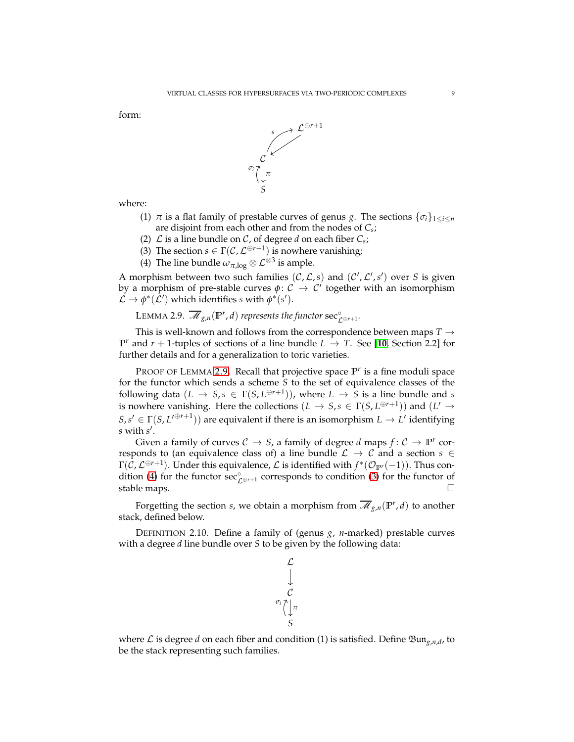form:

$$
\begin{array}{c}
\mathcal{L}^{\oplus r+1} \\
{\scriptstyle s}\nearrow \;\swarrow \\
\mathcal{C} \\
{\scriptstyle \sigma_i}\uparrow\downarrow{\scriptstyle \pi} \\
S
\end{array}
$$

where:

(1) $\pi$ is a flat family of prestable curves of genus $g$. The sections $\{\sigma_i\}_{1\leq i\leq n}$ are disjoint from each other and from the nodes of $C_s$;

(2) $\mathcal{L}$ is a line bundle on $\mathcal{C}$, of degree $d$ on each fiber $C_s$;

(3) The section $s \in \Gamma(\mathcal{C}, \mathcal{L}^{\oplus r+1})$ is nowhere vanishing;

(4) The line bundle $\omega_{\pi,\log} \otimes \mathcal{L}^{\otimes 3}$ is ample.

A morphism between two such families $(\mathcal{C}, \mathcal{L}, s)$ and $(\mathcal{C}', \mathcal{L}', s')$ over $S$ is given by a morphism of pre-stable curves $\phi\colon \mathcal{C} \to \mathcal{C}'$ together with an isomorphism $\mathcal{L} \to \phi^*(\mathcal{L}')$ which identifies $s$ with $\phi^*(s')$.

LEMMA 2.9. *$\overline{\mathscr{M}}_{g,n}(\mathbb{P}^r, d)$ represents the functor* $\sec^\circ_{\mathcal{L}^{\oplus r+1}}$.

This is well-known and follows from the correspondence between maps $T \to \mathbb{P}^r$ and $r+1$-tuples of sections of a line bundle $L \to T$. See [10, Section 2.2] for further details and for a generalization to toric varieties.

PROOF OF LEMMA 2.9. Recall that projective space $\mathbb{P}^r$ is a fine moduli space for the functor which sends a scheme $S$ to the set of equivalence classes of the following data $(L \to S, s \in \Gamma(S, L^{\oplus r+1}))$, where $L \to S$ is a line bundle and $s$ is nowhere vanishing. Here the collections $(L \to S, s \in \Gamma(S, L^{\oplus r+1}))$ and $(L' \to S, s' \in \Gamma(S, L'^{\oplus r+1}))$ are equivalent if there is an isomorphism $L \to L'$ identifying $s$ with $s'$.

Given a family of curves $\mathcal{C} \to S$, a family of degree $d$ maps $f\colon \mathcal{C} \to \mathbb{P}^r$ corresponds to (an equivalence class of) a line bundle $\mathcal{L} \to \mathcal{C}$ and a section $s \in \Gamma(\mathcal{C}, \mathcal{L}^{\oplus r+1})$. Under this equivalence, $\mathcal{L}$ is identified with $f^*(\mathcal{O}_{\mathbb{P}^r}(-1))$. Thus condition (4) for the functor $\sec^\circ_{\mathcal{L}^{\oplus r+1}}$ corresponds to condition (3) for the functor of stable maps. □

Forgetting the section $s$, we obtain a morphism from $\overline{\mathscr{M}}_{g,n}(\mathbb{P}^r, d)$ to another stack, defined below.

DEFINITION 2.10. Define a family of (genus $g$, $n$-marked) prestable curves with a degree $d$ line bundle over $S$ to be given by the following data:

$$
\begin{array}{c}
\mathcal{L} \\
\downarrow \\
\mathcal{C} \\
{\scriptstyle \sigma_i}\uparrow\downarrow{\scriptstyle \pi} \\
S
\end{array}
$$

where $\mathcal{L}$ is degree $d$ on each fiber and condition (1) is satisfied. Define $\mathfrak{Bun}_{g,n,d}$, to be the stack representing such families.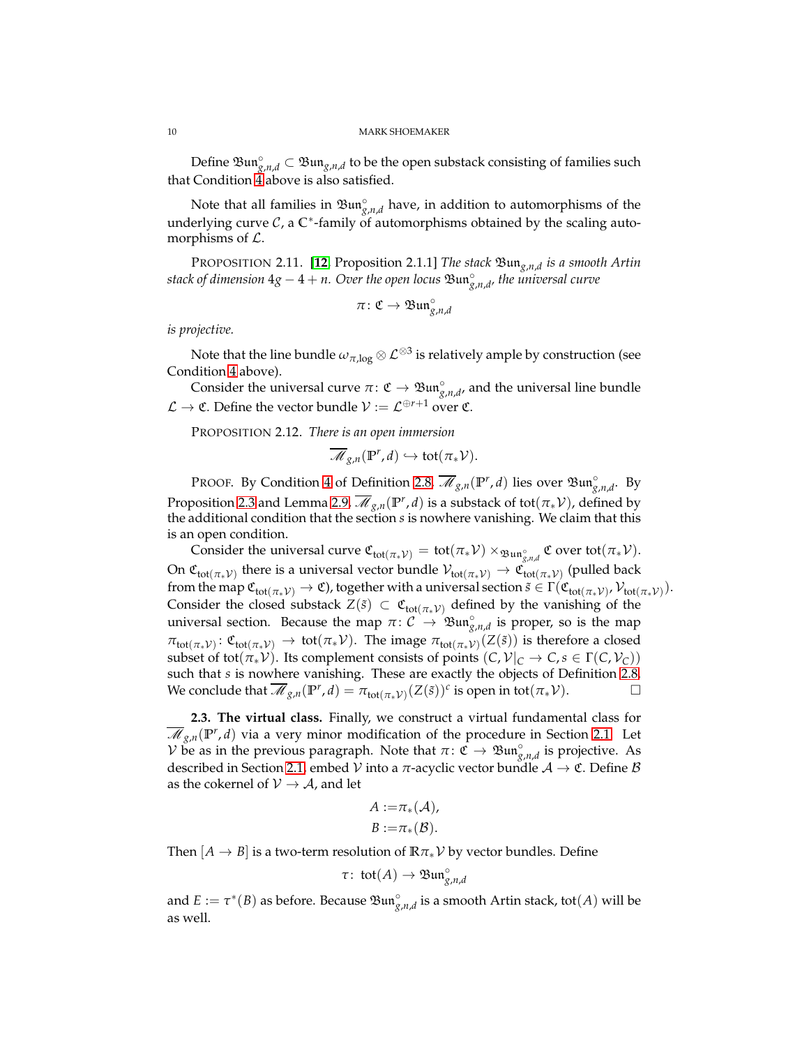Define $\mathfrak{Bun}^\circ_{g,n,d} \subset \mathfrak{Bun}_{g,n,d}$ to be the open substack consisting of families such that Condition 4 above is also satisfied.

Note that all families in $\mathfrak{Bun}^\circ_{g,n,d}$ have, in addition to automorphisms of the underlying curve $\mathcal{C}$, a $\mathbb{C}^*$-family of automorphisms obtained by the scaling automorphisms of $\mathcal{L}$.

PROPOSITION 2.11. [12, Proposition 2.1.1] *The stack $\mathfrak{Bun}_{g,n,d}$ is a smooth Artin stack of dimension $4g - 4 + n$. Over the open locus $\mathfrak{Bun}^\circ_{g,n,d}$, the universal curve*

$$\pi\colon \mathfrak{C} \to \mathfrak{Bun}^\circ_{g,n,d}$$

*is projective.*

Note that the line bundle $\omega_{\pi,\log} \otimes \mathcal{L}^{\otimes 3}$ is relatively ample by construction (see Condition 4 above).

Consider the universal curve $\pi\colon \mathfrak{C} \to \mathfrak{Bun}^\circ_{g,n,d}$, and the universal line bundle $\mathcal{L} \to \mathfrak{C}$. Define the vector bundle $\mathcal{V} := \mathcal{L}^{\oplus r+1}$ over $\mathfrak{C}$.

PROPOSITION 2.12. *There is an open immersion*

$$\overline{\mathscr{M}}_{g,n}(\mathbb{P}^r, d) \hookrightarrow \operatorname{tot}(\pi_* \mathcal{V}).$$

PROOF. By Condition 4 of Definition 2.8, $\overline{\mathscr{M}}_{g,n}(\mathbb{P}^r, d)$ lies over $\mathfrak{Bun}^\circ_{g,n,d}$. By Proposition 2.3 and Lemma 2.9, $\overline{\mathscr{M}}_{g,n}(\mathbb{P}^r, d)$ is a substack of $\operatorname{tot}(\pi_*\mathcal{V})$, defined by the additional condition that the section $s$ is nowhere vanishing. We claim that this is an open condition.

Consider the universal curve $\mathfrak{C}_{\operatorname{tot}(\pi_*\mathcal{V})} = \operatorname{tot}(\pi_*\mathcal{V}) \times_{\mathfrak{Bun}^\circ_{g,n,d}} \mathfrak{C}$ over $\operatorname{tot}(\pi_*\mathcal{V})$. On $\mathfrak{C}_{\operatorname{tot}(\pi_*\mathcal{V})}$ there is a universal vector bundle $\mathcal{V}_{\operatorname{tot}(\pi_*\mathcal{V})} \to \mathfrak{C}_{\operatorname{tot}(\pi_*\mathcal{V})}$ (pulled back from the map $\mathfrak{C}_{\operatorname{tot}(\pi_*\mathcal{V})} \to \mathfrak{C}$), together with a universal section $\tilde{s} \in \Gamma(\mathfrak{C}_{\operatorname{tot}(\pi_*\mathcal{V})}, \mathcal{V}_{\operatorname{tot}(\pi_*\mathcal{V})})$. Consider the closed substack $Z(\tilde{s}) \subset \mathfrak{C}_{\operatorname{tot}(\pi_*\mathcal{V})}$ defined by the vanishing of the universal section. Because the map $\pi\colon \mathcal{C} \to \mathfrak{Bun}^\circ_{g,n,d}$ is proper, so is the map $\pi_{\operatorname{tot}(\pi_*\mathcal{V})}\colon \mathfrak{C}_{\operatorname{tot}(\pi_*\mathcal{V})} \to \operatorname{tot}(\pi_*\mathcal{V})$. The image $\pi_{\operatorname{tot}(\pi_*\mathcal{V})}(Z(\tilde{s}))$ is therefore a closed subset of $\operatorname{tot}(\pi_*\mathcal{V})$. Its complement consists of points $(C, \mathcal{V}|_C \to C, s \in \Gamma(C, \mathcal{V}_C))$ such that $s$ is nowhere vanishing. These are exactly the objects of Definition 2.8. We conclude that $\overline{\mathscr{M}}_{g,n}(\mathbb{P}^r, d) = \pi_{\operatorname{tot}(\pi_*\mathcal{V})}(Z(\tilde{s}))^c$ is open in $\operatorname{tot}(\pi_*\mathcal{V})$. $\square$

**2.3. The virtual class.** Finally, we construct a virtual fundamental class for $\overline{\mathscr{M}}_{g,n}(\mathbb{P}^r, d)$ via a very minor modification of the procedure in Section 2.1. Let $\mathcal{V}$ be as in the previous paragraph. Note that $\pi\colon \mathfrak{C} \to \mathfrak{Bun}^\circ_{g,n,d}$ is projective. As described in Section 2.1, embed $\mathcal{V}$ into a $\pi$-acyclic vector bundle $\mathcal{A} \to \mathfrak{C}$. Define $\mathcal{B}$ as the cokernel of $\mathcal{V} \to \mathcal{A}$, and let

$$\begin{aligned} A &:= \pi_*(\mathcal{A}), \\ B &:= \pi_*(\mathcal{B}). \end{aligned}$$

Then $[A \to B]$ is a two-term resolution of $\mathbb{R}\pi_*\mathcal{V}$ by vector bundles. Define

$$\tau\colon \operatorname{tot}(A) \to \mathfrak{Bun}^\circ_{g,n,d}$$

and $E := \tau^*(B)$ as before. Because $\mathfrak{Bun}^\circ_{g,n,d}$ is a smooth Artin stack, $\operatorname{tot}(A)$ will be as well.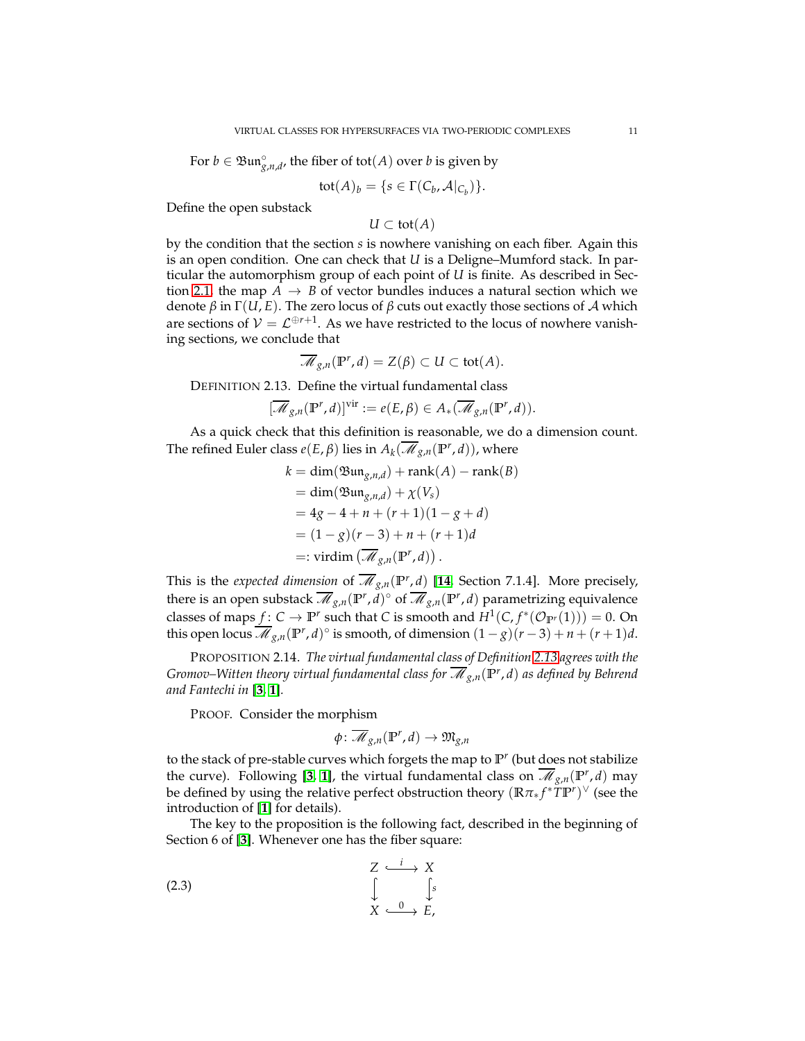For $b \in \mathfrak{Bun}^{\circ}_{g,n,d}$, the fiber of $\mathrm{tot}(A)$ over $b$ is given by

$$\mathrm{tot}(A)_b = \{s \in \Gamma(C_b, \mathcal{A}|_{C_b})\}.$$

Define the open substack

$$U \subset \mathrm{tot}(A)$$

by the condition that the section $s$ is nowhere vanishing on each fiber. Again this is an open condition. One can check that $U$ is a Deligne–Mumford stack. In particular the automorphism group of each point of $U$ is finite. As described in Section 2.1, the map $A \to B$ of vector bundles induces a natural section which we denote $\beta$ in $\Gamma(U, E)$. The zero locus of $\beta$ cuts out exactly those sections of $\mathcal{A}$ which are sections of $\mathcal{V} = \mathcal{L}^{\oplus r+1}$. As we have restricted to the locus of nowhere vanishing sections, we conclude that

$$\overline{\mathscr{M}}_{g,n}(\mathbb{P}^r, d) = Z(\beta) \subset U \subset \mathrm{tot}(A).$$

DEFINITION 2.13. Define the virtual fundamental class

$$[\overline{\mathscr{M}}_{g,n}(\mathbb{P}^r, d)]^{\mathrm{vir}} := e(E, \beta) \in A_*(\overline{\mathscr{M}}_{g,n}(\mathbb{P}^r, d)).$$

As a quick check that this definition is reasonable, we do a dimension count. The refined Euler class $e(E, \beta)$ lies in $A_k(\overline{\mathscr{M}}_{g,n}(\mathbb{P}^r, d))$, where

$$\begin{aligned}
k &= \dim(\mathfrak{Bun}_{g,n,d}) + \mathrm{rank}(A) - \mathrm{rank}(B) \\
&= \dim(\mathfrak{Bun}_{g,n,d}) + \chi(V_s) \\
&= 4g - 4 + n + (r+1)(1 - g + d) \\
&= (1-g)(r-3) + n + (r+1)d \\
&=: \mathrm{virdim}\left(\overline{\mathscr{M}}_{g,n}(\mathbb{P}^r, d)\right).
\end{aligned}$$

This is the *expected dimension* of $\overline{\mathscr{M}}_{g,n}(\mathbb{P}^r, d)$ [**14**, Section 7.1.4]. More precisely, there is an open substack $\overline{\mathscr{M}}_{g,n}(\mathbb{P}^r, d)^{\circ}$ of $\overline{\mathscr{M}}_{g,n}(\mathbb{P}^r, d)$ parametrizing equivalence classes of maps $f\colon C \to \mathbb{P}^r$ such that $C$ is smooth and $H^1(C, f^*(\mathcal{O}_{\mathbb{P}^r}(1))) = 0$. On this open locus $\overline{\mathscr{M}}_{g,n}(\mathbb{P}^r, d)^{\circ}$ is smooth, of dimension $(1-g)(r-3) + n + (r+1)d$.

PROPOSITION 2.14. *The virtual fundamental class of Definition 2.13 agrees with the Gromov–Witten theory virtual fundamental class for $\overline{\mathscr{M}}_{g,n}(\mathbb{P}^r, d)$ as defined by Behrend and Fantechi in* [**3**, **1**].

PROOF. Consider the morphism

$$\phi\colon \overline{\mathscr{M}}_{g,n}(\mathbb{P}^r, d) \to \mathfrak{M}_{g,n}$$

to the stack of pre-stable curves which forgets the map to $\mathbb{P}^r$ (but does not stabilize the curve). Following [**3**, **1**], the virtual fundamental class on $\overline{\mathscr{M}}_{g,n}(\mathbb{P}^r, d)$ may be defined by using the relative perfect obstruction theory $(\mathbb{R}\pi_* f^* T\mathbb{P}^r)^{\vee}$ (see the introduction of [**1**] for details).

The key to the proposition is the following fact, described in the beginning of Section 6 of [**3**]. Whenever one has the fiber square:

$$\begin{array}{ccc}
Z & \xhookrightarrow{\;i\;} & X \\
\big\downarrow & & \big\downarrow{\scriptstyle s} \\
X & \xhookrightarrow{\;0\;} & E,
\end{array} \tag{2.3}$$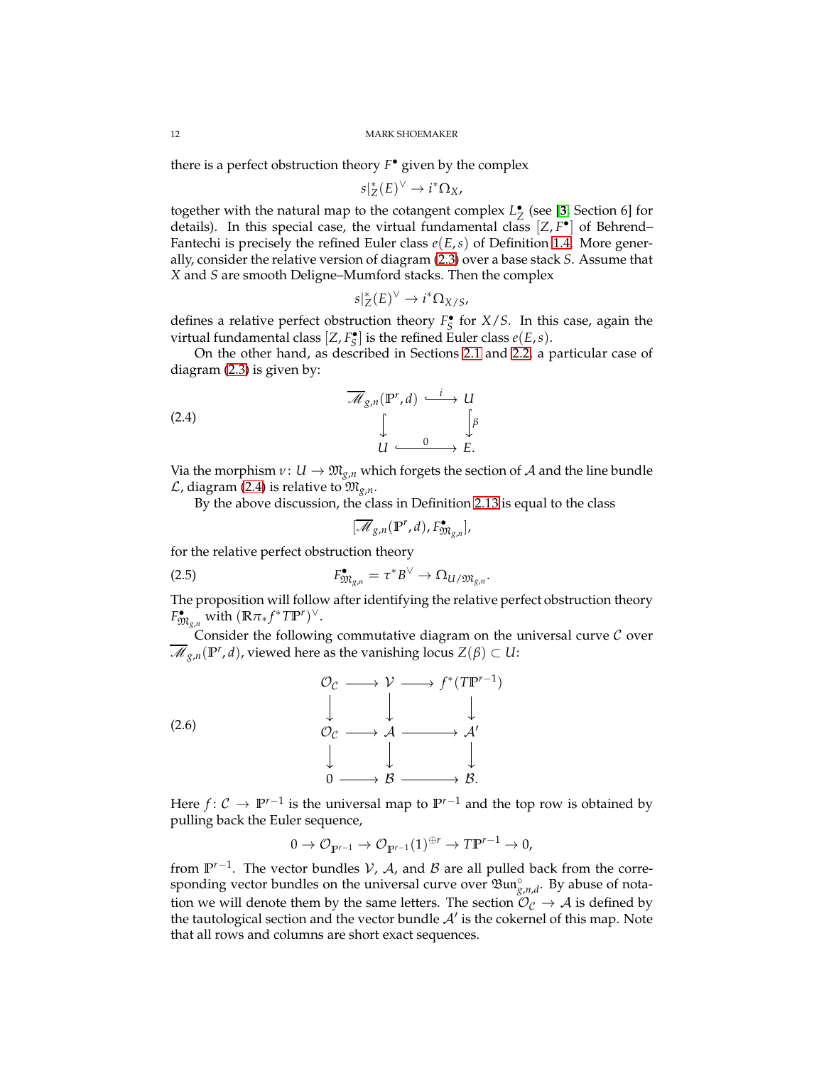there is a perfect obstruction theory $F^\bullet$ given by the complex

$$s|_Z^*(E)^\vee \to i^*\Omega_X,$$

together with the natural map to the cotangent complex $L_Z^\bullet$ (see [3, Section 6] for details). In this special case, the virtual fundamental class $[Z, F^\bullet]$ of Behrend–Fantechi is precisely the refined Euler class $e(E, s)$ of Definition 1.4. More generally, consider the relative version of diagram (2.3) over a base stack $S$. Assume that $X$ and $S$ are smooth Deligne–Mumford stacks. Then the complex

$$s|_Z^*(E)^\vee \to i^*\Omega_{X/S},$$

defines a relative perfect obstruction theory $F_S^\bullet$ for $X/S$. In this case, again the virtual fundamental class $[Z, F_S^\bullet]$ is the refined Euler class $e(E, s)$.

On the other hand, as described in Sections 2.1 and 2.2, a particular case of diagram (2.3) is given by:

$$\begin{array}{ccc} \overline{\mathscr{M}}_{g,n}(\mathbb{P}^r, d) & \overset{i}{\hookrightarrow} & U \\ \big\downarrow & & \big\downarrow \beta \\ U & \overset{0}{\hookrightarrow} & E. \end{array} \tag{2.4}$$

Via the morphism $\nu \colon U \to \mathfrak{M}_{g,n}$ which forgets the section of $\mathcal{A}$ and the line bundle $\mathcal{L}$, diagram (2.4) is relative to $\mathfrak{M}_{g,n}$.

By the above discussion, the class in Definition 2.13 is equal to the class

$$[\overline{\mathscr{M}}_{g,n}(\mathbb{P}^r, d), F^\bullet_{\mathfrak{M}_{g,n}}],$$

for the relative perfect obstruction theory

$$F^\bullet_{\mathfrak{M}_{g,n}} = \tau^* B^\vee \to \Omega_{U/\mathfrak{M}_{g,n}}. \tag{2.5}$$

The proposition will follow after identifying the relative perfect obstruction theory $F^\bullet_{\mathfrak{M}_{g,n}}$ with $(\mathbb{R}\pi_* f^* T\mathbb{P}^r)^\vee$.

Consider the following commutative diagram on the universal curve $\mathcal{C}$ over $\overline{\mathscr{M}}_{g,n}(\mathbb{P}^r, d)$, viewed here as the vanishing locus $Z(\beta) \subset U$:

$$\begin{array}{ccccc} \mathcal{O}_\mathcal{C} & \longrightarrow & \mathcal{V} & \longrightarrow & f^*(T\mathbb{P}^{r-1}) \\ \big\downarrow & & \big\downarrow & & \big\downarrow \\ \mathcal{O}_\mathcal{C} & \longrightarrow & \mathcal{A} & \longrightarrow & \mathcal{A}' \\ \big\downarrow & & \big\downarrow & & \big\downarrow \\ 0 & \longrightarrow & \mathcal{B} & \longrightarrow & \mathcal{B}. \end{array} \tag{2.6}$$

Here $f \colon \mathcal{C} \to \mathbb{P}^{r-1}$ is the universal map to $\mathbb{P}^{r-1}$ and the top row is obtained by pulling back the Euler sequence,

$$0 \to \mathcal{O}_{\mathbb{P}^{r-1}} \to \mathcal{O}_{\mathbb{P}^{r-1}}(1)^{\oplus r} \to T\mathbb{P}^{r-1} \to 0,$$

from $\mathbb{P}^{r-1}$. The vector bundles $\mathcal{V}$, $\mathcal{A}$, and $\mathcal{B}$ are all pulled back from the corresponding vector bundles on the universal curve over $\mathfrak{Bun}^\circ_{g,n,d}$. By abuse of notation we will denote them by the same letters. The section $\mathcal{O}_\mathcal{C} \to \mathcal{A}$ is defined by the tautological section and the vector bundle $\mathcal{A}'$ is the cokernel of this map. Note that all rows and columns are short exact sequences.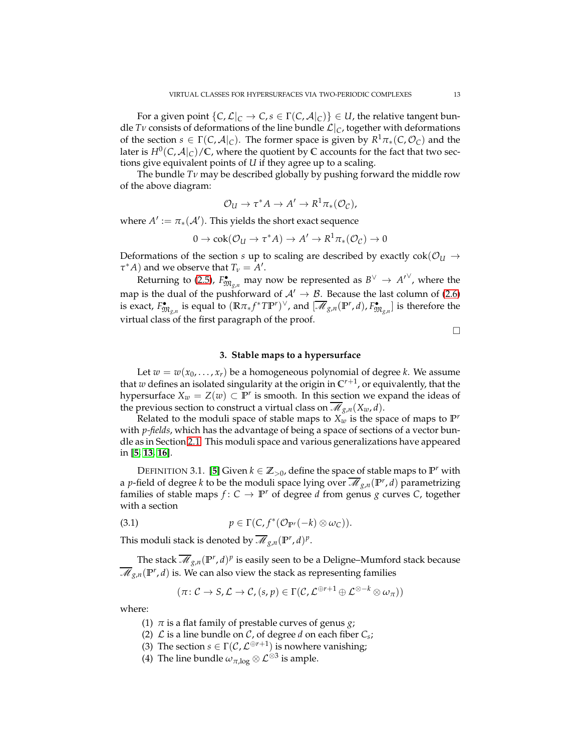For a given point $\{C, \mathcal{L}|_C \to C, s \in \Gamma(C, \mathcal{A}|_C)\} \in U$, the relative tangent bundle $T\nu$ consists of deformations of the line bundle $\mathcal{L}|_C$, together with deformations of the section $s \in \Gamma(C, \mathcal{A}|_C)$. The former space is given by $R^1\pi_*(C, \mathcal{O}_C)$ and the later is $H^0(C, \mathcal{A}|_C)/\mathbb{C}$, where the quotient by $\mathbb{C}$ accounts for the fact that two sections give equivalent points of $U$ if they agree up to a scaling.

The bundle $T\nu$ may be described globally by pushing forward the middle row of the above diagram:

$$\mathcal{O}_U \to \tau^* A \to A' \to R^1\pi_*(\mathcal{O}_\mathcal{C}),$$

where $A' := \pi_*(\mathcal{A}')$. This yields the short exact sequence

$$0 \to \operatorname{cok}(\mathcal{O}_U \to \tau^* A) \to A' \to R^1\pi_*(\mathcal{O}_\mathcal{C}) \to 0$$

Deformations of the section $s$ up to scaling are described by exactly $\operatorname{cok}(\mathcal{O}_U \to \tau^* A)$ and we observe that $T_\nu = A'$.

Returning to (2.5), $F^\bullet_{\mathfrak{M}_{g,n}}$ may now be represented as $B^\vee \to A'^\vee$, where the map is the dual of the pushforward of $\mathcal{A}' \to \mathcal{B}$. Because the last column of (2.6) is exact, $F^\bullet_{\mathfrak{M}_{g,n}}$ is equal to $(\mathbb{R}\pi_* f^* T\mathbb{P}^r)^\vee$, and $[\overline{\mathscr{M}}_{g,n}(\mathbb{P}^r, d), F^\bullet_{\mathfrak{M}_{g,n}}]$ is therefore the virtual class of the first paragraph of the proof.

□

## 3. Stable maps to a hypersurface

Let $w = w(x_0, \ldots, x_r)$ be a homogeneous polynomial of degree $k$. We assume that $w$ defines an isolated singularity at the origin in $\mathbb{C}^{r+1}$, or equivalently, that the hypersurface $X_w = Z(w) \subset \mathbb{P}^r$ is smooth. In this section we expand the ideas of the previous section to construct a virtual class on $\overline{\mathscr{M}}_{g,n}(X_w, d)$.

Related to the moduli space of stable maps to $X_w$ is the space of maps to $\mathbb{P}^r$ with *p-fields*, which has the advantage of being a space of sections of a vector bundle as in Section 2.1. This moduli space and various generalizations have appeared in [5, 13, 16].

DEFINITION 3.1. [5] Given $k \in \mathbb{Z}_{>0}$, define the space of stable maps to $\mathbb{P}^r$ with a $p$-field of degree $k$ to be the moduli space lying over $\overline{\mathscr{M}}_{g,n}(\mathbb{P}^r, d)$ parametrizing families of stable maps $f \colon C \to \mathbb{P}^r$ of degree $d$ from genus $g$ curves $C$, together with a section

$$p \in \Gamma(C, f^*(\mathcal{O}_{\mathbb{P}^r}(-k) \otimes \omega_C)). \tag{3.1}$$

This moduli stack is denoted by $\overline{\mathscr{M}}_{g,n}(\mathbb{P}^r, d)^p$.

The stack $\overline{\mathscr{M}}_{g,n}(\mathbb{P}^r, d)^p$ is easily seen to be a Deligne–Mumford stack because $\overline{\mathscr{M}}_{g,n}(\mathbb{P}^r, d)$ is. We can also view the stack as representing families

$$(\pi \colon \mathcal{C} \to S, \mathcal{L} \to \mathcal{C}, (s, p) \in \Gamma(\mathcal{C}, \mathcal{L}^{\oplus r+1} \oplus \mathcal{L}^{\otimes -k} \otimes \omega_\pi))$$

where:

1. $\pi$ is a flat family of prestable curves of genus $g$;
2. $\mathcal{L}$ is a line bundle on $\mathcal{C}$, of degree $d$ on each fiber $C_s$;
3. The section $s \in \Gamma(\mathcal{C}, \mathcal{L}^{\oplus r+1})$ is nowhere vanishing;
4. The line bundle $\omega_{\pi,\log} \otimes \mathcal{L}^{\otimes 3}$ is ample.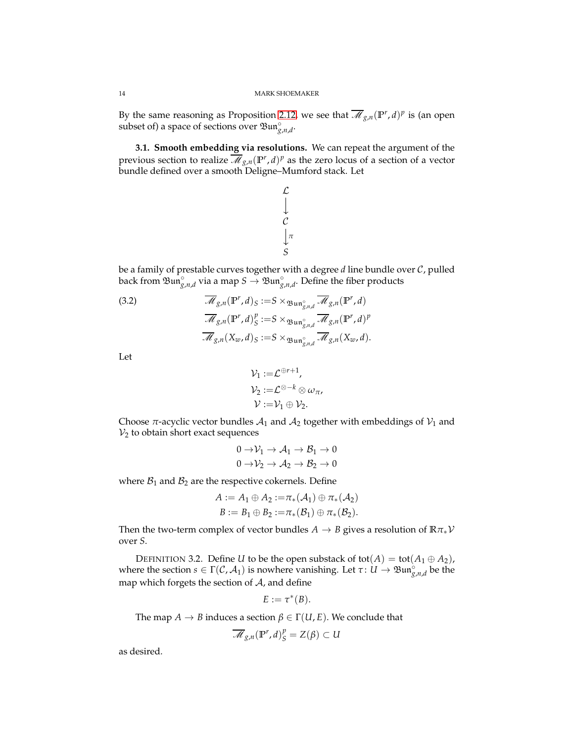By the same reasoning as Proposition 2.12, we see that $\overline{\mathscr{M}}_{g,n}(\mathbb{P}^r, d)^p$ is (an open subset of) a space of sections over $\mathfrak{Bun}^\circ_{g,n,d}$.

**3.1. Smooth embedding via resolutions.** We can repeat the argument of the previous section to realize $\overline{\mathscr{M}}_{g,n}(\mathbb{P}^r, d)^p$ as the zero locus of a section of a vector bundle defined over a smooth Deligne–Mumford stack. Let

$$
\begin{array}{c}
\mathcal{L} \\
\downarrow \\
\mathcal{C} \\
\downarrow \pi \\
S
\end{array}
$$

be a family of prestable curves together with a degree $d$ line bundle over $\mathcal{C}$, pulled back from $\mathfrak{Bun}^\circ_{g,n,d}$ via a map $S \to \mathfrak{Bun}^\circ_{g,n,d}$. Define the fiber products

$$
\begin{aligned}
\overline{\mathscr{M}}_{g,n}(\mathbb{P}^r, d)_S &:= S \times_{\mathfrak{Bun}^\circ_{g,n,d}} \overline{\mathscr{M}}_{g,n}(\mathbb{P}^r, d) \\
\overline{\mathscr{M}}_{g,n}(\mathbb{P}^r, d)^p_S &:= S \times_{\mathfrak{Bun}^\circ_{g,n,d}} \overline{\mathscr{M}}_{g,n}(\mathbb{P}^r, d)^p \\
\overline{\mathscr{M}}_{g,n}(X_w, d)_S &:= S \times_{\mathfrak{Bun}^\circ_{g,n,d}} \overline{\mathscr{M}}_{g,n}(X_w, d).
\end{aligned} \tag{3.2}
$$

Let

$$
\begin{aligned}
\mathcal{V}_1 &:= \mathcal{L}^{\oplus r+1}, \\
\mathcal{V}_2 &:= \mathcal{L}^{\otimes -k} \otimes \omega_\pi, \\
\mathcal{V} &:= \mathcal{V}_1 \oplus \mathcal{V}_2.
\end{aligned}
$$

Choose $\pi$-acyclic vector bundles $\mathcal{A}_1$ and $\mathcal{A}_2$ together with embeddings of $\mathcal{V}_1$ and $\mathcal{V}_2$ to obtain short exact sequences

$$
\begin{aligned}
0 \to \mathcal{V}_1 \to \mathcal{A}_1 \to \mathcal{B}_1 \to 0 \\
0 \to \mathcal{V}_2 \to \mathcal{A}_2 \to \mathcal{B}_2 \to 0
\end{aligned}
$$

where $\mathcal{B}_1$ and $\mathcal{B}_2$ are the respective cokernels. Define

$$
\begin{aligned}
A := A_1 \oplus A_2 &:= \pi_*(\mathcal{A}_1) \oplus \pi_*(\mathcal{A}_2) \\
B := B_1 \oplus B_2 &:= \pi_*(\mathcal{B}_1) \oplus \pi_*(\mathcal{B}_2).
\end{aligned}
$$

Then the two-term complex of vector bundles $A \to B$ gives a resolution of $\mathbb{R}\pi_*\mathcal{V}$ over $S$.

DEFINITION 3.2. Define $U$ to be the open substack of $\operatorname{tot}(A) = \operatorname{tot}(A_1 \oplus A_2)$, where the section $s \in \Gamma(\mathcal{C}, \mathcal{A}_1)$ is nowhere vanishing. Let $\tau \colon U \to \mathfrak{Bun}^\circ_{g,n,d}$ be the map which forgets the section of $\mathcal{A}$, and define

$$
E := \tau^*(B).
$$

The map $A \to B$ induces a section $\beta \in \Gamma(U, E)$. We conclude that

$$
\overline{\mathscr{M}}_{g,n}(\mathbb{P}^r, d)^p_S = Z(\beta) \subset U
$$

as desired.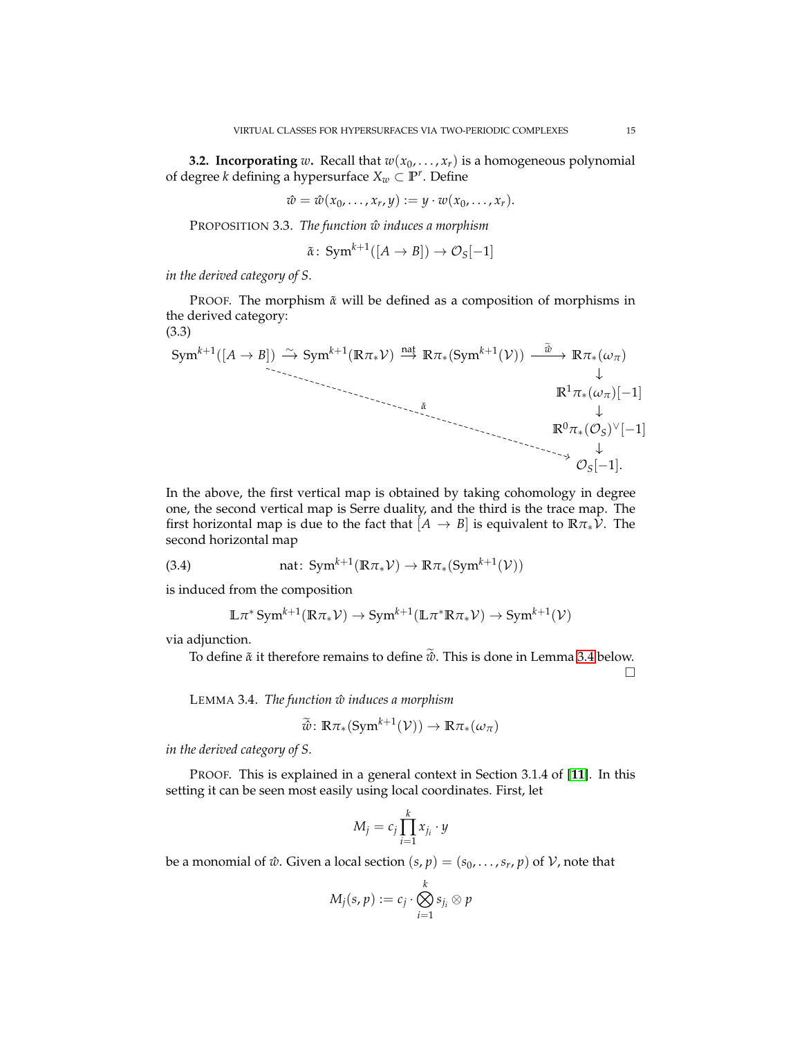**3.2. Incorporating $w$.** Recall that $w(x_0, \ldots, x_r)$ is a homogeneous polynomial of degree $k$ defining a hypersurface $X_w \subset \mathbb{P}^r$. Define

$$\hat{w} = \hat{w}(x_0, \ldots, x_r, y) := y \cdot w(x_0, \ldots, x_r).$$

PROPOSITION 3.3. *The function $\hat{w}$ induces a morphism*

$$\tilde{\alpha}\colon \operatorname{Sym}^{k+1}([A \to B]) \to \mathcal{O}_S[-1]$$

*in the derived category of $S$.*

PROOF. The morphism $\tilde{\alpha}$ will be defined as a composition of morphisms in the derived category:

(3.3)

$$\begin{array}{c} \operatorname{Sym}^{k+1}([A \to B]) \xrightarrow{\sim} \operatorname{Sym}^{k+1}(\mathbb{R}\pi_*\mathcal{V}) \xrightarrow{\text{nat}} \mathbb{R}\pi_*(\operatorname{Sym}^{k+1}(\mathcal{V})) \xrightarrow{\widetilde{\hat{w}}} \mathbb{R}\pi_*(\omega_\pi) \\ \downarrow \\ \mathbb{R}^1\pi_*(\omega_\pi)[-1] \\ \downarrow \\ \mathbb{R}^0\pi_*(\mathcal{O}_S)^\vee[-1] \\ \downarrow \\ \mathcal{O}_S[-1]. \end{array}$$

(with the dashed arrow $\tilde{\alpha}$ from $\operatorname{Sym}^{k+1}([A \to B])$ to $\mathcal{O}_S[-1]$.)

In the above, the first vertical map is obtained by taking cohomology in degree one, the second vertical map is Serre duality, and the third is the trace map. The first horizontal map is due to the fact that $[A \to B]$ is equivalent to $\mathbb{R}\pi_*\mathcal{V}$. The second horizontal map

$$\text{nat}\colon \operatorname{Sym}^{k+1}(\mathbb{R}\pi_*\mathcal{V}) \to \mathbb{R}\pi_*(\operatorname{Sym}^{k+1}(\mathcal{V})) \tag{3.4}$$

is induced from the composition

$$\mathbb{L}\pi^* \operatorname{Sym}^{k+1}(\mathbb{R}\pi_*\mathcal{V}) \to \operatorname{Sym}^{k+1}(\mathbb{L}\pi^*\mathbb{R}\pi_*\mathcal{V}) \to \operatorname{Sym}^{k+1}(\mathcal{V})$$

via adjunction.

To define $\tilde{\alpha}$ it therefore remains to define $\widetilde{\hat{w}}$. This is done in Lemma 3.4 below. □

LEMMA 3.4. *The function $\hat{w}$ induces a morphism*

$$\widetilde{\hat{w}}\colon \mathbb{R}\pi_*(\operatorname{Sym}^{k+1}(\mathcal{V})) \to \mathbb{R}\pi_*(\omega_\pi)$$

*in the derived category of $S$.*

PROOF. This is explained in a general context in Section 3.1.4 of [11]. In this setting it can be seen most easily using local coordinates. First, let

$$M_j = c_j \prod_{i=1}^{k} x_{j_i} \cdot y$$

be a monomial of $\hat{w}$. Given a local section $(s, p) = (s_0, \ldots, s_r, p)$ of $\mathcal{V}$, note that

$$M_j(s, p) := c_j \cdot \bigotimes_{i=1}^{k} s_{j_i} \otimes p$$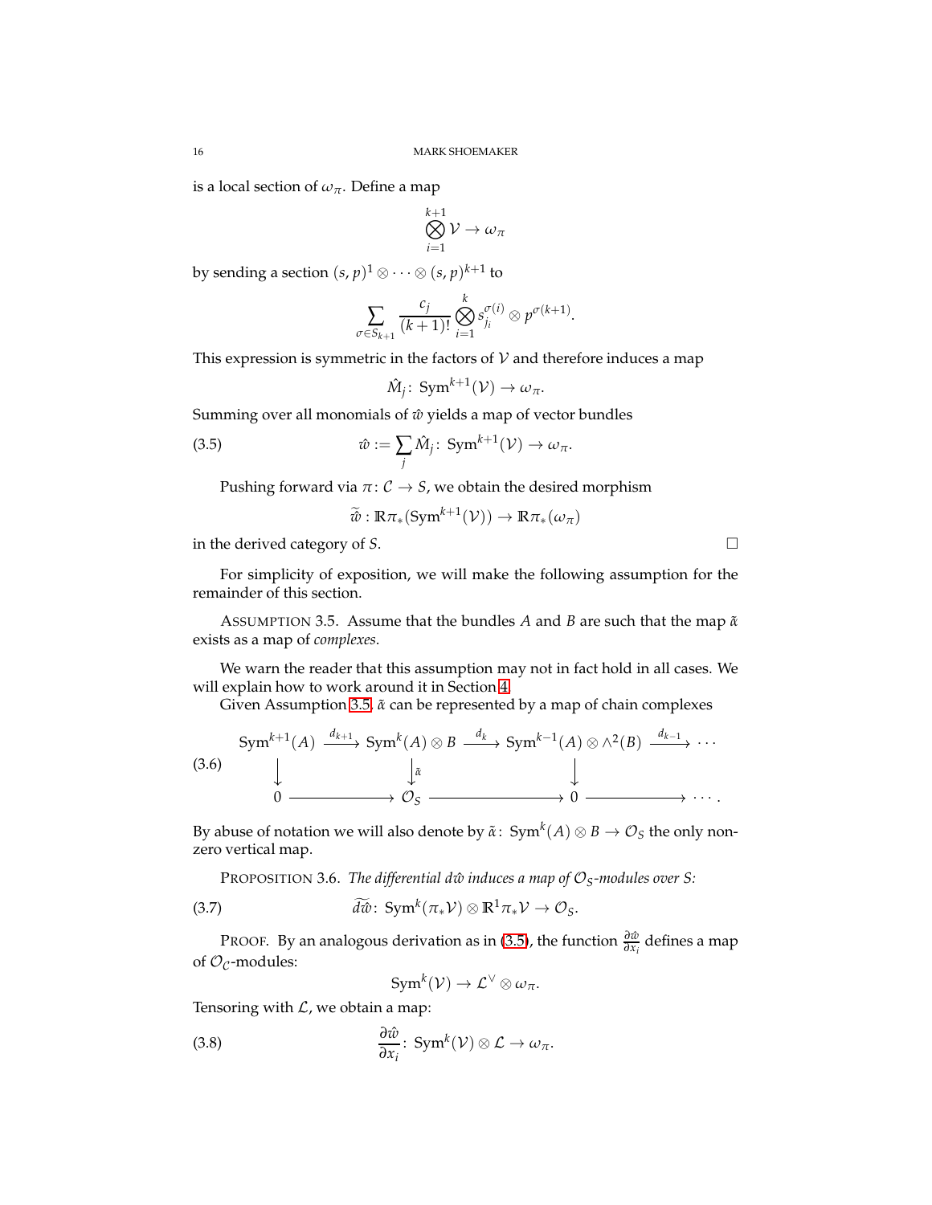is a local section of $\omega_\pi$. Define a map

$$\bigotimes_{i=1}^{k+1} \mathcal{V} \to \omega_\pi$$

by sending a section $(s,p)^1 \otimes \cdots \otimes (s,p)^{k+1}$ to

$$\sum_{\sigma \in S_{k+1}} \frac{c_j}{(k+1)!} \bigotimes_{i=1}^{k} s_{j_i}^{\sigma(i)} \otimes p^{\sigma(k+1)}.$$

This expression is symmetric in the factors of $\mathcal{V}$ and therefore induces a map

$$\hat{M}_j \colon \operatorname{Sym}^{k+1}(\mathcal{V}) \to \omega_\pi.$$

Summing over all monomials of $\hat{w}$ yields a map of vector bundles

$$\hat{w} := \sum_j \hat{M}_j \colon \operatorname{Sym}^{k+1}(\mathcal{V}) \to \omega_\pi. \tag{3.5}$$

Pushing forward via $\pi \colon \mathcal{C} \to S$, we obtain the desired morphism

$$\widetilde{\hat{w}} : \mathbb{R}\pi_*(\operatorname{Sym}^{k+1}(\mathcal{V})) \to \mathbb{R}\pi_*(\omega_\pi)$$

in the derived category of $S$. $\square$

For simplicity of exposition, we will make the following assumption for the remainder of this section.

Assumption 3.5. Assume that the bundles $A$ and $B$ are such that the map $\tilde{\alpha}$ exists as a map of *complexes*.

We warn the reader that this assumption may not in fact hold in all cases. We will explain how to work around it in Section 4.

Given Assumption 3.5, $\tilde{\alpha}$ can be represented by a map of chain complexes

$$\begin{array}{ccccccc} \operatorname{Sym}^{k+1}(A) & \xrightarrow{d_{k+1}} & \operatorname{Sym}^{k}(A) \otimes B & \xrightarrow{d_k} & \operatorname{Sym}^{k-1}(A) \otimes \wedge^2(B) & \xrightarrow{d_{k-1}} & \cdots \\ \downarrow & & \downarrow{\scriptstyle \tilde{\alpha}} & & \downarrow & & \\ 0 & \longrightarrow & \mathcal{O}_S & \longrightarrow & 0 & \longrightarrow & \cdots . \end{array} \tag{3.6}$$

By abuse of notation we will also denote by $\tilde{\alpha} \colon \operatorname{Sym}^k(A) \otimes B \to \mathcal{O}_S$ the only non-zero vertical map.

Proposition 3.6. *The differential $d\hat{w}$ induces a map of $\mathcal{O}_S$-modules over $S$:*

$$\widetilde{d\hat{w}} \colon \operatorname{Sym}^k(\pi_* \mathcal{V}) \otimes \mathbb{R}^1 \pi_* \mathcal{V} \to \mathcal{O}_S. \tag{3.7}$$

Proof. By an analogous derivation as in (3.5), the function $\frac{\partial \hat{w}}{\partial x_i}$ defines a map of $\mathcal{O}_{\mathcal{C}}$-modules:

$$\operatorname{Sym}^k(\mathcal{V}) \to \mathcal{L}^\vee \otimes \omega_\pi.$$

Tensoring with $\mathcal{L}$, we obtain a map:

$$\frac{\partial \hat{w}}{\partial x_i} \colon \operatorname{Sym}^k(\mathcal{V}) \otimes \mathcal{L} \to \omega_\pi. \tag{3.8}$$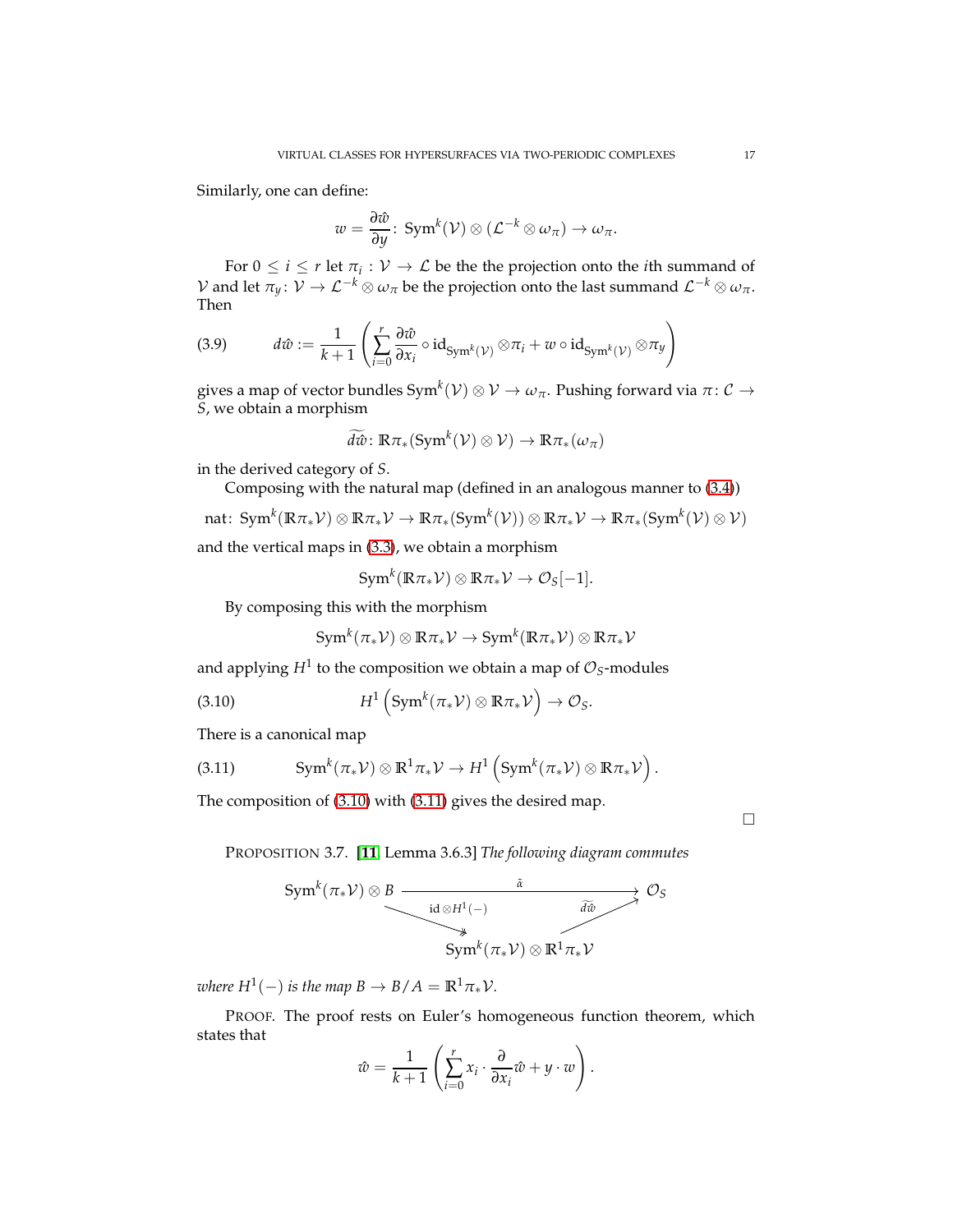Similarly, one can define:

$$w = \frac{\partial \hat{w}}{\partial y} \colon \operatorname{Sym}^k(\mathcal{V}) \otimes (\mathcal{L}^{-k} \otimes \omega_\pi) \to \omega_\pi.$$

For $0 \leq i \leq r$ let $\pi_i : \mathcal{V} \to \mathcal{L}$ be the the projection onto the $i$th summand of $\mathcal{V}$ and let $\pi_y \colon \mathcal{V} \to \mathcal{L}^{-k} \otimes \omega_\pi$ be the projection onto the last summand $\mathcal{L}^{-k} \otimes \omega_\pi$. Then

$$d\hat{w} := \frac{1}{k+1}\left(\sum_{i=0}^{r} \frac{\partial \hat{w}}{\partial x_i} \circ \mathrm{id}_{\operatorname{Sym}^k(\mathcal{V})} \otimes \pi_i + w \circ \mathrm{id}_{\operatorname{Sym}^k(\mathcal{V})} \otimes \pi_y\right) \tag{3.9}$$

gives a map of vector bundles $\operatorname{Sym}^k(\mathcal{V}) \otimes \mathcal{V} \to \omega_\pi$. Pushing forward via $\pi \colon \mathcal{C} \to S$, we obtain a morphism

$$\widetilde{d\hat{w}} \colon \mathbb{R}\pi_*(\operatorname{Sym}^k(\mathcal{V}) \otimes \mathcal{V}) \to \mathbb{R}\pi_*(\omega_\pi)$$

in the derived category of $S$.

Composing with the natural map (defined in an analogous manner to (3.4))

$$\mathrm{nat} \colon \operatorname{Sym}^k(\mathbb{R}\pi_*\mathcal{V}) \otimes \mathbb{R}\pi_*\mathcal{V} \to \mathbb{R}\pi_*(\operatorname{Sym}^k(\mathcal{V})) \otimes \mathbb{R}\pi_*\mathcal{V} \to \mathbb{R}\pi_*(\operatorname{Sym}^k(\mathcal{V}) \otimes \mathcal{V})$$

and the vertical maps in (3.3), we obtain a morphism

$$\operatorname{Sym}^k(\mathbb{R}\pi_*\mathcal{V}) \otimes \mathbb{R}\pi_*\mathcal{V} \to \mathcal{O}_S[-1].$$

By composing this with the morphism

$$\operatorname{Sym}^k(\pi_*\mathcal{V}) \otimes \mathbb{R}\pi_*\mathcal{V} \to \operatorname{Sym}^k(\mathbb{R}\pi_*\mathcal{V}) \otimes \mathbb{R}\pi_*\mathcal{V}$$

and applying $H^1$ to the composition we obtain a map of $\mathcal{O}_S$-modules

$$H^1\left(\operatorname{Sym}^k(\pi_*\mathcal{V}) \otimes \mathbb{R}\pi_*\mathcal{V}\right) \to \mathcal{O}_S. \tag{3.10}$$

There is a canonical map

$$\operatorname{Sym}^k(\pi_*\mathcal{V}) \otimes \mathbb{R}^1\pi_*\mathcal{V} \to H^1\left(\operatorname{Sym}^k(\pi_*\mathcal{V}) \otimes \mathbb{R}\pi_*\mathcal{V}\right). \tag{3.11}$$

The composition of (3.10) with (3.11) gives the desired map. $\square$

PROPOSITION 3.7. [[11] Lemma 3.6.3] *The following diagram commutes*

$$\begin{array}{ccc}
\operatorname{Sym}^k(\pi_*\mathcal{V}) \otimes B & \xrightarrow{\quad\tilde{\alpha}\quad} & \mathcal{O}_S \\
& {\scriptstyle \mathrm{id} \otimes H^1(-)} \searrow \quad \nearrow {\scriptstyle \widetilde{d\hat{w}}} & \\
& \operatorname{Sym}^k(\pi_*\mathcal{V}) \otimes \mathbb{R}^1\pi_*\mathcal{V} &
\end{array}$$

*where $H^1(-)$ is the map $B \to B/A = \mathbb{R}^1\pi_*\mathcal{V}$.*

PROOF. The proof rests on Euler's homogeneous function theorem, which states that

$$\hat{w} = \frac{1}{k+1}\left(\sum_{i=0}^{r} x_i \cdot \frac{\partial}{\partial x_i}\hat{w} + y \cdot w\right).$$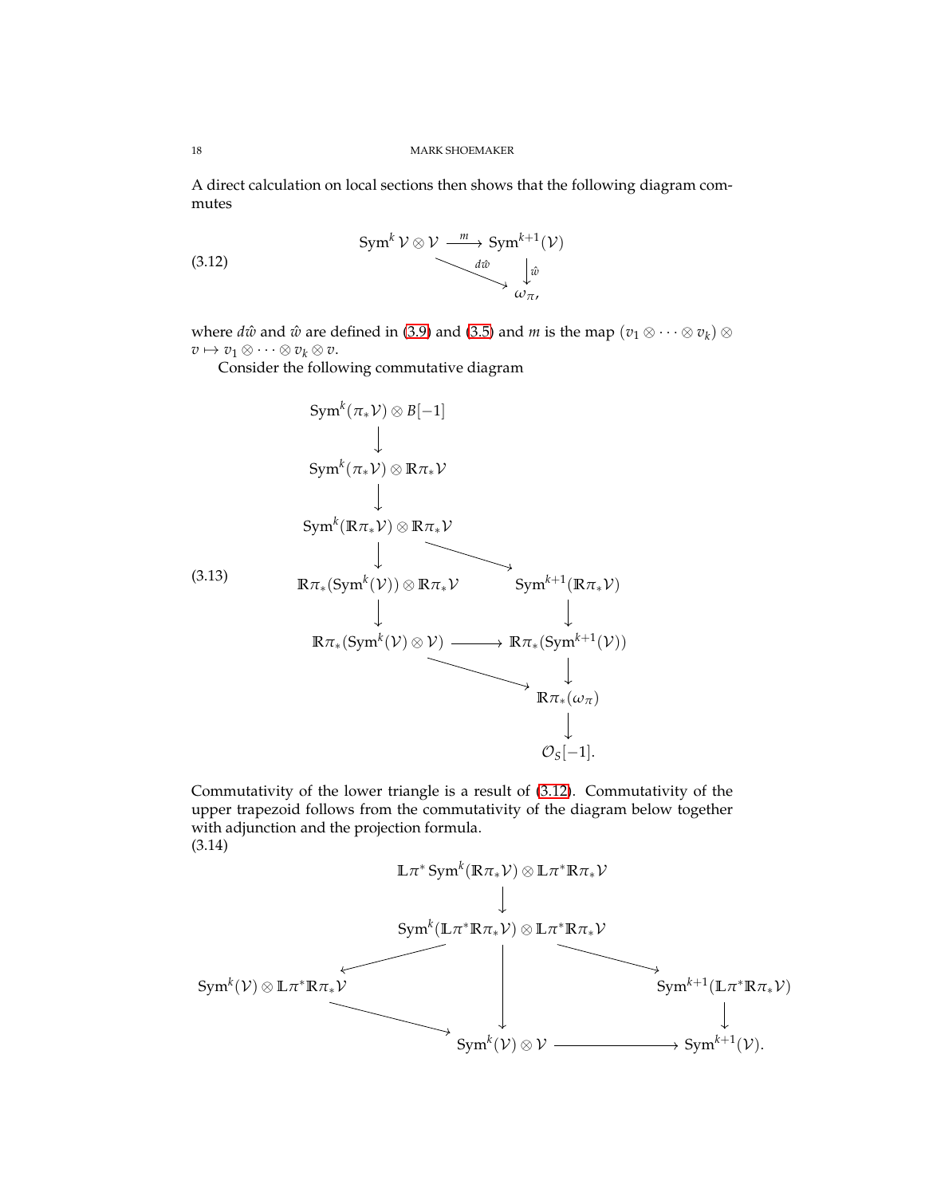A direct calculation on local sections then shows that the following diagram commutes

$$
\begin{array}{ccc}
\operatorname{Sym}^k \mathcal{V} \otimes \mathcal{V} & \xrightarrow{m} & \operatorname{Sym}^{k+1}(\mathcal{V}) \\
& \searrow^{d\hat{w}} & \downarrow \hat{w} \\
& & \omega_\pi,
\end{array}
\tag{3.12}
$$

where $d\hat{w}$ and $\hat{w}$ are defined in (3.9) and (3.5) and $m$ is the map $(v_1 \otimes \cdots \otimes v_k) \otimes v \mapsto v_1 \otimes \cdots \otimes v_k \otimes v$.

Consider the following commutative diagram

$$
\begin{array}{ccc}
\operatorname{Sym}^k(\pi_* \mathcal{V}) \otimes B[-1] & & \\
\downarrow & & \\
\operatorname{Sym}^k(\pi_* \mathcal{V}) \otimes \mathbb{R}\pi_* \mathcal{V} & & \\
\downarrow & & \\
\operatorname{Sym}^k(\mathbb{R}\pi_* \mathcal{V}) \otimes \mathbb{R}\pi_* \mathcal{V} & \searrow & \\
\downarrow & & \operatorname{Sym}^{k+1}(\mathbb{R}\pi_* \mathcal{V}) \\
\mathbb{R}\pi_*(\operatorname{Sym}^k(\mathcal{V})) \otimes \mathbb{R}\pi_* \mathcal{V} & & \downarrow \\
\downarrow & & \\
\mathbb{R}\pi_*(\operatorname{Sym}^k(\mathcal{V}) \otimes \mathcal{V}) & \longrightarrow & \mathbb{R}\pi_*(\operatorname{Sym}^{k+1}(\mathcal{V})) \\
& \searrow & \downarrow \\
& & \mathbb{R}\pi_*(\omega_\pi) \\
& & \downarrow \\
& & \mathcal{O}_S[-1].
\end{array}
\tag{3.13}
$$

Commutativity of the lower triangle is a result of (3.12). Commutativity of the upper trapezoid follows from the commutativity of the diagram below together with adjunction and the projection formula.

$$
\begin{array}{ccccc}
& & \mathbb{L}\pi^* \operatorname{Sym}^k(\mathbb{R}\pi_* \mathcal{V}) \otimes \mathbb{L}\pi^* \mathbb{R}\pi_* \mathcal{V} & & \\
& & \downarrow & & \\
& & \operatorname{Sym}^k(\mathbb{L}\pi^* \mathbb{R}\pi_* \mathcal{V}) \otimes \mathbb{L}\pi^* \mathbb{R}\pi_* \mathcal{V} & & \\
& \swarrow & \downarrow & \searrow & \\
\operatorname{Sym}^k(\mathcal{V}) \otimes \mathbb{L}\pi^* \mathbb{R}\pi_* \mathcal{V} & & & & \operatorname{Sym}^{k+1}(\mathbb{L}\pi^* \mathbb{R}\pi_* \mathcal{V}) \\
& \searrow & \downarrow & & \downarrow \\
& & \operatorname{Sym}^k(\mathcal{V}) \otimes \mathcal{V} & \longrightarrow & \operatorname{Sym}^{k+1}(\mathcal{V}).
\end{array}
\tag{3.14}
$$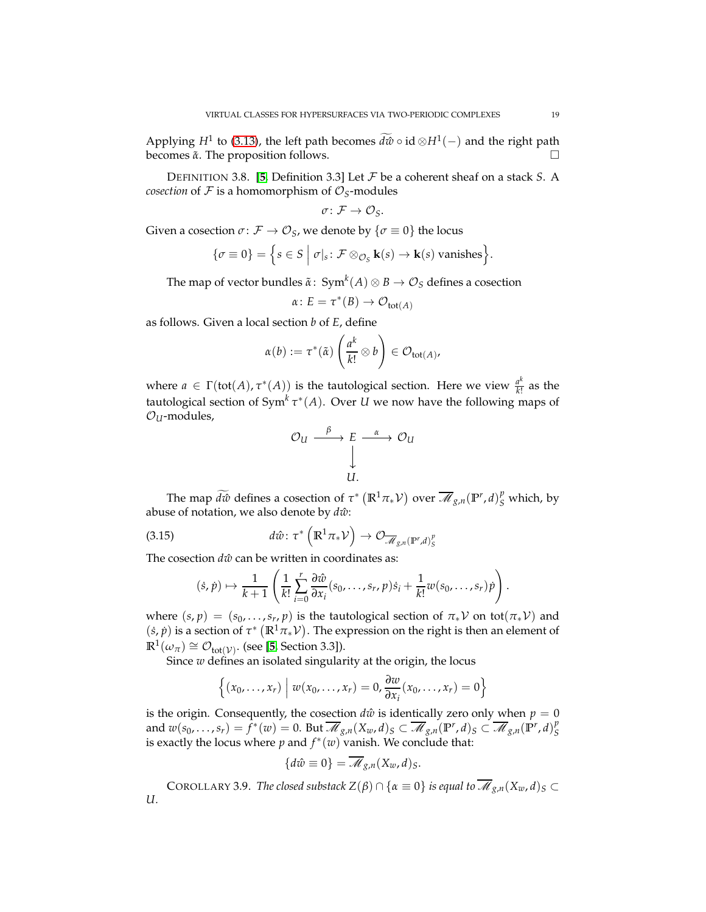Applying $H^1$ to (3.13), the left path becomes $\widetilde{d\hat{w}} \circ \mathrm{id} \otimes H^1(-)$ and the right path becomes $\tilde{\alpha}$. The proposition follows. □

DEFINITION 3.8. [5, Definition 3.3] Let $\mathcal{F}$ be a coherent sheaf on a stack $S$. A *cosection* of $\mathcal{F}$ is a homomorphism of $\mathcal{O}_S$-modules

$$\sigma\colon \mathcal{F} \to \mathcal{O}_S.$$

Given a cosection $\sigma\colon \mathcal{F} \to \mathcal{O}_S$, we denote by $\{\sigma \equiv 0\}$ the locus

$$\{\sigma \equiv 0\} = \left\{ s \in S \;\middle|\; \sigma|_s \colon \mathcal{F} \otimes_{\mathcal{O}_S} \mathbf{k}(s) \to \mathbf{k}(s) \text{ vanishes} \right\}.$$

The map of vector bundles $\tilde{\alpha}\colon \operatorname{Sym}^k(A) \otimes B \to \mathcal{O}_S$ defines a cosection

$$\alpha\colon E = \tau^*(B) \to \mathcal{O}_{\mathrm{tot}(A)}$$

as follows. Given a local section $b$ of $E$, define

$$\alpha(b) := \tau^*(\tilde{\alpha}) \left( \frac{a^k}{k!} \otimes b \right) \in \mathcal{O}_{\mathrm{tot}(A)},$$

where $a \in \Gamma(\mathrm{tot}(A), \tau^*(A))$ is the tautological section. Here we view $\frac{a^k}{k!}$ as the tautological section of $\operatorname{Sym}^k \tau^*(A)$. Over $U$ we now have the following maps of $\mathcal{O}_U$-modules,

$$\begin{array}{ccccc} \mathcal{O}_U & \xrightarrow{\ \beta\ } & E & \xrightarrow{\ \alpha\ } & \mathcal{O}_U \\ & & \big\downarrow & & \\ & & U. & & \end{array}$$

The map $\widetilde{d\hat{w}}$ defines a cosection of $\tau^*\left(\mathbb{R}^1\pi_*\mathcal{V}\right)$ over $\overline{\mathscr{M}}_{g,n}(\mathbb{P}^r, d)^p_S$ which, by abuse of notation, we also denote by $d\hat{w}$:

$$d\hat{w}\colon \tau^*\left(\mathbb{R}^1\pi_*\mathcal{V}\right) \to \mathcal{O}_{\overline{\mathscr{M}}_{g,n}(\mathbb{P}^r,d)^p_S} \tag{3.15}$$

The cosection $d\hat{w}$ can be written in coordinates as:

$$(\dot{s}, \dot{p}) \mapsto \frac{1}{k+1} \left( \frac{1}{k!} \sum_{i=0}^{r} \frac{\partial \hat{w}}{\partial x_i}(s_0, \ldots, s_r, p)\dot{s}_i + \frac{1}{k!} w(s_0, \ldots, s_r)\dot{p} \right).$$

where $(s, p) = (s_0, \ldots, s_r, p)$ is the tautological section of $\pi_*\mathcal{V}$ on $\mathrm{tot}(\pi_*\mathcal{V})$ and $(\dot{s}, \dot{p})$ is a section of $\tau^*\left(\mathbb{R}^1\pi_*\mathcal{V}\right)$. The expression on the right is then an element of $\mathbb{R}^1(\omega_\pi) \cong \mathcal{O}_{\mathrm{tot}(\mathcal{V})}$. (see [5, Section 3.3]).

Since $w$ defines an isolated singularity at the origin, the locus

$$\left\{ (x_0, \ldots, x_r) \;\middle|\; w(x_0, \ldots, x_r) = 0, \frac{\partial w}{\partial x_i}(x_0, \ldots, x_r) = 0 \right\}$$

is the origin. Consequently, the cosection $d\hat{w}$ is identically zero only when $p = 0$ and $w(s_0, \ldots, s_r) = f^*(w) = 0$. But $\overline{\mathscr{M}}_{g,n}(X_w, d)_S \subset \overline{\mathscr{M}}_{g,n}(\mathbb{P}^r, d)_S \subset \overline{\mathscr{M}}_{g,n}(\mathbb{P}^r, d)^p_S$ is exactly the locus where $p$ and $f^*(w)$ vanish. We conclude that:

$$\{d\hat{w} \equiv 0\} = \overline{\mathscr{M}}_{g,n}(X_w, d)_S.$$

COROLLARY 3.9. *The closed substack $Z(\beta) \cap \{\alpha \equiv 0\}$ is equal to $\overline{\mathscr{M}}_{g,n}(X_w, d)_S \subset U$.*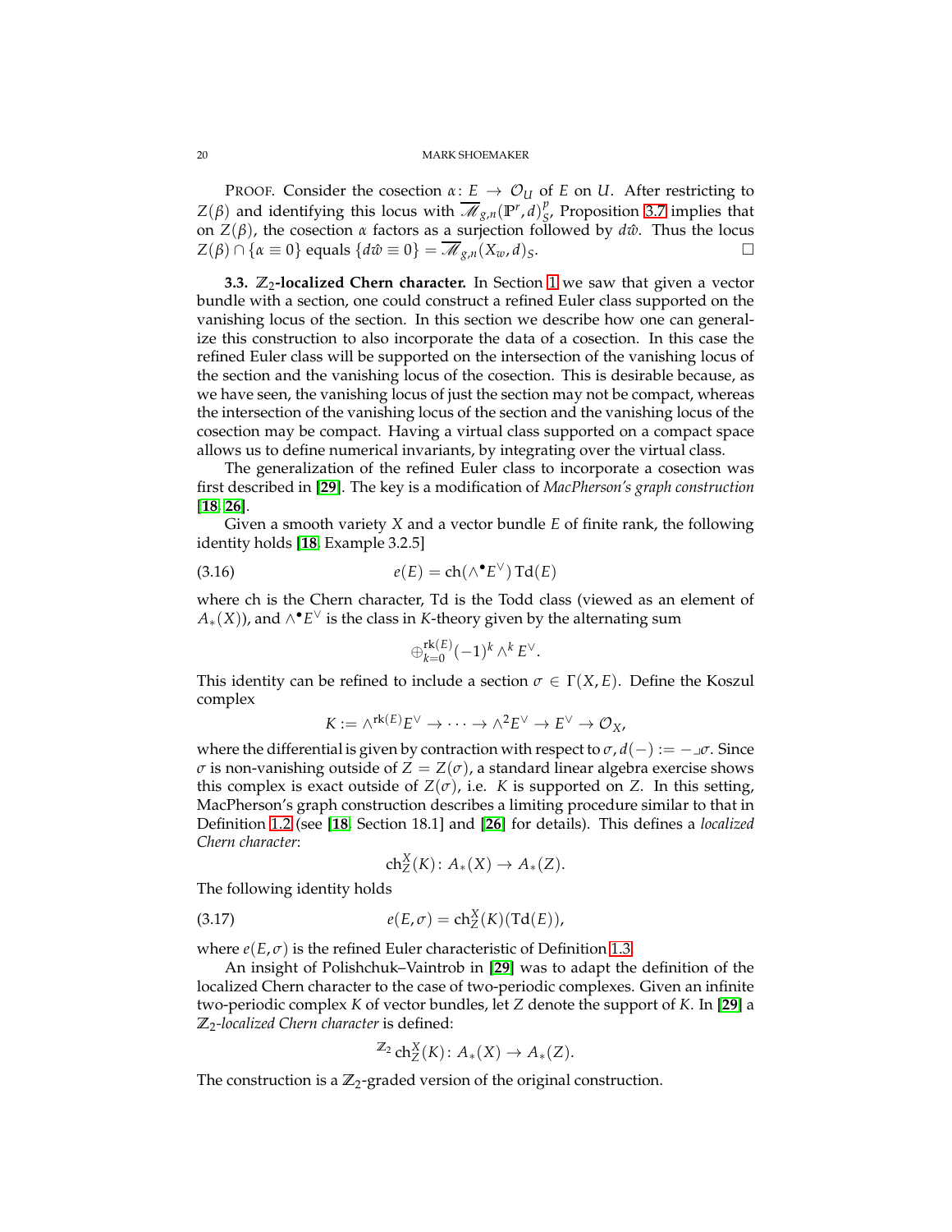PROOF. Consider the cosection $\alpha \colon E \to \mathcal{O}_U$ of $E$ on $U$. After restricting to $Z(\beta)$ and identifying this locus with $\overline{\mathscr{M}}_{g,n}(\mathbb{P}^r, d)^p_S$, Proposition 3.7 implies that on $Z(\beta)$, the cosection $\alpha$ factors as a surjection followed by $d\hat{w}$. Thus the locus $Z(\beta) \cap \{\alpha \equiv 0\}$ equals $\{d\hat{w} \equiv 0\} = \overline{\mathscr{M}}_{g,n}(X_w, d)_S$. $\square$

**3.3. $\mathbb{Z}_2$-localized Chern character.** In Section 1 we saw that given a vector bundle with a section, one could construct a refined Euler class supported on the vanishing locus of the section. In this section we describe how one can generalize this construction to also incorporate the data of a cosection. In this case the refined Euler class will be supported on the intersection of the vanishing locus of the section and the vanishing locus of the cosection. This is desirable because, as we have seen, the vanishing locus of just the section may not be compact, whereas the intersection of the vanishing locus of the section and the vanishing locus of the cosection may be compact. Having a virtual class supported on a compact space allows us to define numerical invariants, by integrating over the virtual class.

The generalization of the refined Euler class to incorporate a cosection was first described in [**29**]. The key is a modification of *MacPherson's graph construction* [**18**, **26**].

Given a smooth variety $X$ and a vector bundle $E$ of finite rank, the following identity holds [**18**, Example 3.2.5]

$$e(E) = \mathrm{ch}(\wedge^\bullet E^\vee)\,\mathrm{Td}(E) \tag{3.16}$$

where ch is the Chern character, Td is the Todd class (viewed as an element of $A_*(X)$), and $\wedge^\bullet E^\vee$ is the class in $K$-theory given by the alternating sum

$$\oplus_{k=0}^{\mathrm{rk}(E)}(-1)^k \wedge^k E^\vee.$$

This identity can be refined to include a section $\sigma \in \Gamma(X, E)$. Define the Koszul complex

$$K := \wedge^{\mathrm{rk}(E)} E^\vee \to \cdots \to \wedge^2 E^\vee \to E^\vee \to \mathcal{O}_X,$$

where the differential is given by contraction with respect to $\sigma$, $d(-) := - \lrcorner \sigma$. Since $\sigma$ is non-vanishing outside of $Z = Z(\sigma)$, a standard linear algebra exercise shows this complex is exact outside of $Z(\sigma)$, i.e. $K$ is supported on $Z$. In this setting, MacPherson's graph construction describes a limiting procedure similar to that in Definition 1.2 (see [**18**, Section 18.1] and [**26**] for details). This defines a *localized Chern character*:

$$\mathrm{ch}_Z^X(K) \colon A_*(X) \to A_*(Z).$$

The following identity holds

$$e(E, \sigma) = \mathrm{ch}_Z^X(K)(\mathrm{Td}(E)), \tag{3.17}$$

where $e(E, \sigma)$ is the refined Euler characteristic of Definition 1.3.

An insight of Polishchuk–Vaintrob in [**29**] was to adapt the definition of the localized Chern character to the case of two-periodic complexes. Given an infinite two-periodic complex $K$ of vector bundles, let $Z$ denote the support of $K$. In [**29**] a *$\mathbb{Z}_2$-localized Chern character* is defined:

$$^{\mathbb{Z}_2}\mathrm{ch}_Z^X(K) \colon A_*(X) \to A_*(Z).$$

The construction is a $\mathbb{Z}_2$-graded version of the original construction.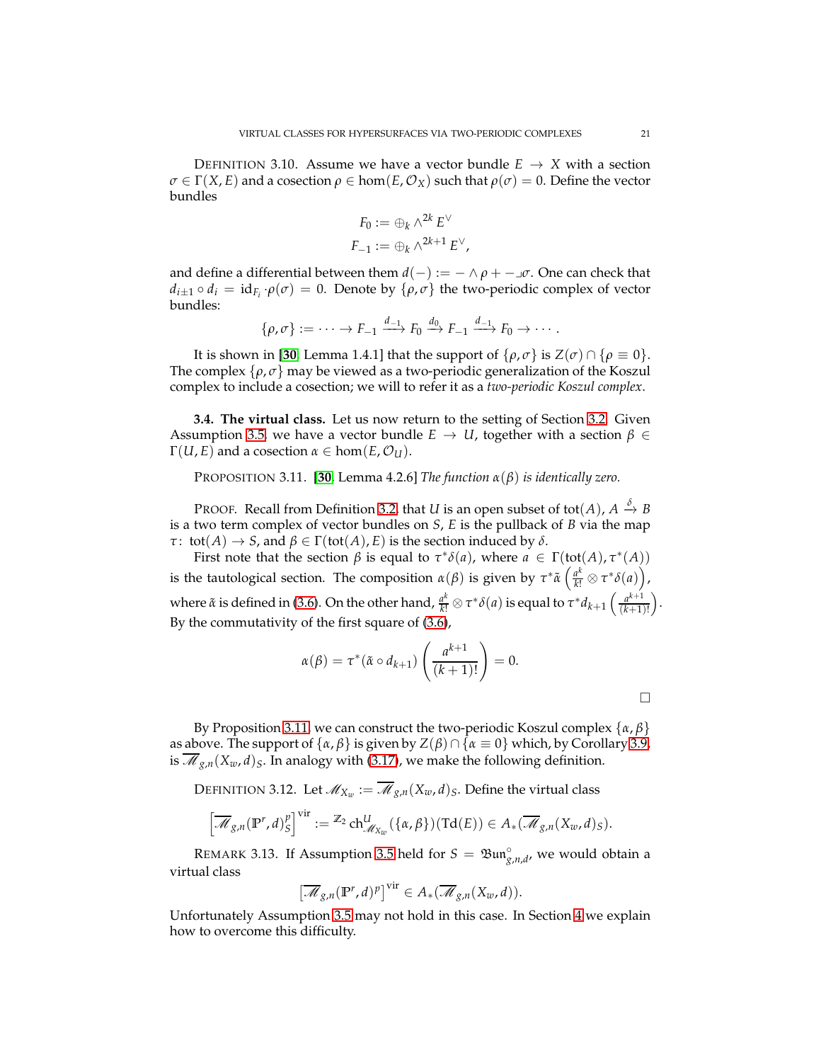DEFINITION 3.10. Assume we have a vector bundle $E \to X$ with a section $\sigma \in \Gamma(X, E)$ and a cosection $\rho \in \hom(E, \mathcal{O}_X)$ such that $\rho(\sigma) = 0$. Define the vector bundles

$$F_0 := \oplus_k \wedge^{2k} E^\vee$$
$$F_{-1} := \oplus_k \wedge^{2k+1} E^\vee,$$

and define a differential between them $d(-) := - \wedge \rho + - \lrcorner \sigma$. One can check that $d_{i\pm 1} \circ d_i = \mathrm{id}_{F_i} \cdot \rho(\sigma) = 0$. Denote by $\{\rho, \sigma\}$ the two-periodic complex of vector bundles:

$$\{\rho, \sigma\} := \cdots \to F_{-1} \xrightarrow{d_{-1}} F_0 \xrightarrow{d_0} F_{-1} \xrightarrow{d_{-1}} F_0 \to \cdots.$$

It is shown in [30, Lemma 1.4.1] that the support of $\{\rho, \sigma\}$ is $Z(\sigma) \cap \{\rho \equiv 0\}$. The complex $\{\rho, \sigma\}$ may be viewed as a two-periodic generalization of the Koszul complex to include a cosection; we will to refer it as a *two-periodic Koszul complex*.

**3.4. The virtual class.** Let us now return to the setting of Section 3.2. Given Assumption 3.5, we have a vector bundle $E \to U$, together with a section $\beta \in \Gamma(U, E)$ and a cosection $\alpha \in \hom(E, \mathcal{O}_U)$.

PROPOSITION 3.11. [30, Lemma 4.2.6] *The function $\alpha(\beta)$ is identically zero.*

PROOF. Recall from Definition 3.2, that $U$ is an open subset of $\mathrm{tot}(A)$, $A \xrightarrow{\delta} B$ is a two term complex of vector bundles on $S$, $E$ is the pullback of $B$ via the map $\tau\colon \mathrm{tot}(A) \to S$, and $\beta \in \Gamma(\mathrm{tot}(A), E)$ is the section induced by $\delta$.

First note that the section $\beta$ is equal to $\tau^*\delta(a)$, where $a \in \Gamma(\mathrm{tot}(A), \tau^*(A))$ is the tautological section. The composition $\alpha(\beta)$ is given by $\tau^*\tilde{\alpha}\left(\frac{a^k}{k!} \otimes \tau^*\delta(a)\right)$, where $\tilde{\alpha}$ is defined in (3.6). On the other hand, $\frac{a^k}{k!} \otimes \tau^*\delta(a)$ is equal to $\tau^* d_{k+1}\left(\frac{a^{k+1}}{(k+1)!}\right)$. By the commutativity of the first square of (3.6),

$$\alpha(\beta) = \tau^*(\tilde{\alpha} \circ d_{k+1})\left(\frac{a^{k+1}}{(k+1)!}\right) = 0.$$

□

By Proposition 3.11, we can construct the two-periodic Koszul complex $\{\alpha, \beta\}$ as above. The support of $\{\alpha, \beta\}$ is given by $Z(\beta) \cap \{\alpha \equiv 0\}$ which, by Corollary 3.9, is $\overline{\mathscr{M}}_{g,n}(X_w, d)_S$. In analogy with (3.17), we make the following definition.

DEFINITION 3.12. Let $\mathscr{M}_{X_w} := \overline{\mathscr{M}}_{g,n}(X_w, d)_S$. Define the virtual class

$$\left[\overline{\mathscr{M}}_{g,n}(\mathbb{P}^r, d)^p_S\right]^{\mathrm{vir}} := {}^{\mathbb{Z}_2}\mathrm{ch}^U_{\mathscr{M}_{X_w}}(\{\alpha, \beta\})(\mathrm{Td}(E)) \in A_*(\overline{\mathscr{M}}_{g,n}(X_w, d)_S).$$

REMARK 3.13. If Assumption 3.5 held for $S = \mathfrak{Bun}^\circ_{g,n,d}$, we would obtain a virtual class

$$\left[\overline{\mathscr{M}}_{g,n}(\mathbb{P}^r, d)^p\right]^{\mathrm{vir}} \in A_*(\overline{\mathscr{M}}_{g,n}(X_w, d)).$$

Unfortunately Assumption 3.5 may not hold in this case. In Section 4 we explain how to overcome this difficulty.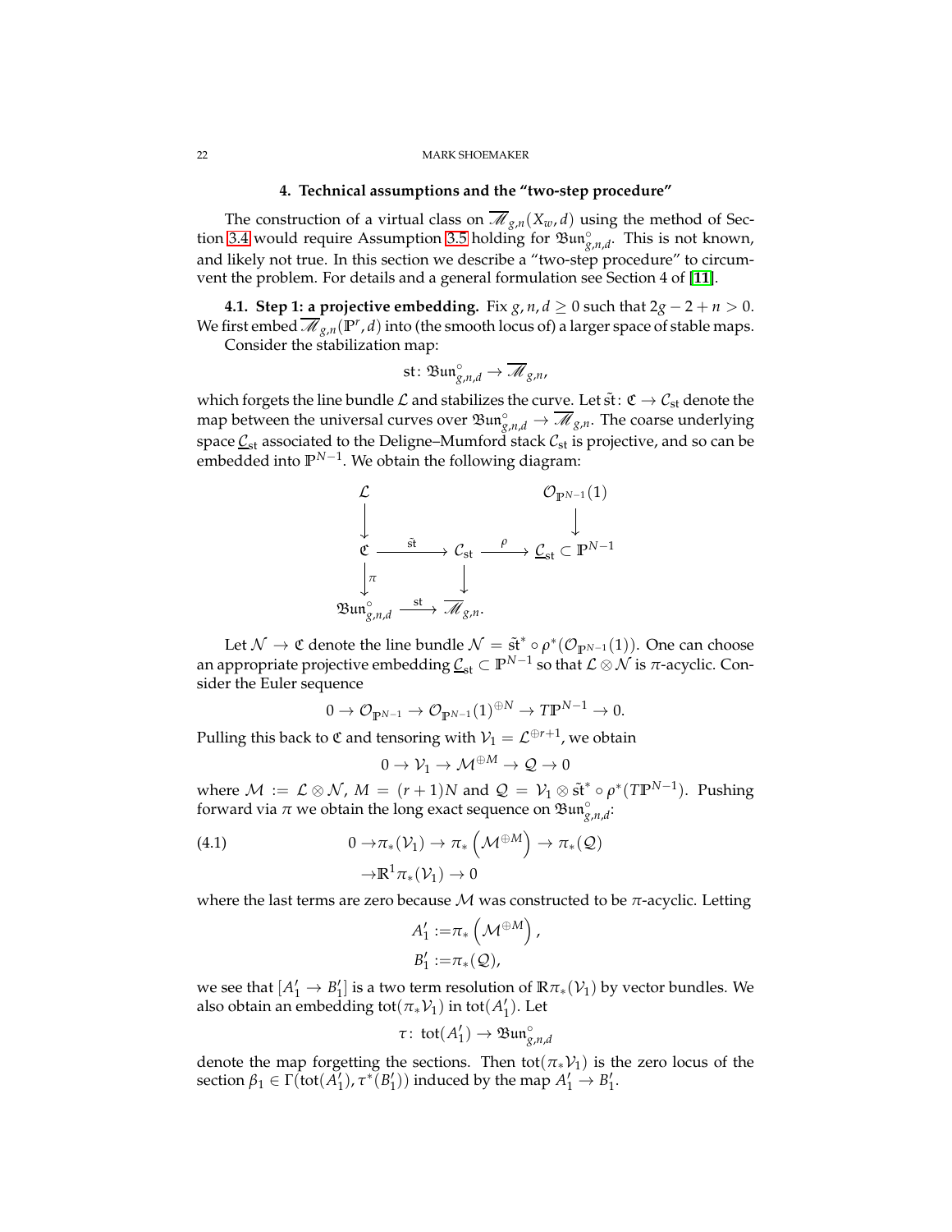## 4. Technical assumptions and the "two-step procedure"

The construction of a virtual class on $\overline{\mathscr{M}}_{g,n}(X_w, d)$ using the method of Section 3.4 would require Assumption 3.5 holding for $\mathfrak{Bun}^\circ_{g,n,d}$. This is not known, and likely not true. In this section we describe a "two-step procedure" to circumvent the problem. For details and a general formulation see Section 4 of [11].

**4.1. Step 1: a projective embedding.** Fix $g, n, d \geq 0$ such that $2g - 2 + n > 0$. We first embed $\overline{\mathscr{M}}_{g,n}(\mathbb{P}^r, d)$ into (the smooth locus of) a larger space of stable maps.

Consider the stabilization map:

$$\mathrm{st}\colon \mathfrak{Bun}^\circ_{g,n,d} \to \overline{\mathscr{M}}_{g,n},$$

which forgets the line bundle $\mathcal{L}$ and stabilizes the curve. Let $\tilde{\mathrm{st}}\colon \mathfrak{C} \to \mathcal{C}_{\mathrm{st}}$ denote the map between the universal curves over $\mathfrak{Bun}^\circ_{g,n,d} \to \overline{\mathscr{M}}_{g,n}$. The coarse underlying space $\underline{\mathcal{C}}_{\mathrm{st}}$ associated to the Deligne–Mumford stack $\mathcal{C}_{\mathrm{st}}$ is projective, and so can be embedded into $\mathbb{P}^{N-1}$. We obtain the following diagram:

$$\begin{array}{ccccc}
\mathcal{L} & & & & \mathcal{O}_{\mathbb{P}^{N-1}}(1) \\
\downarrow & & & & \downarrow \\
\mathfrak{C} & \xrightarrow{\tilde{\mathrm{st}}} & \mathcal{C}_{\mathrm{st}} & \xrightarrow{\rho} & \underline{\mathcal{C}}_{\mathrm{st}} \subset \mathbb{P}^{N-1} \\
\downarrow{\scriptstyle \pi} & & \downarrow & & \\
\mathfrak{Bun}^\circ_{g,n,d} & \xrightarrow{\mathrm{st}} & \overline{\mathscr{M}}_{g,n}. & &
\end{array}$$

Let $\mathcal{N} \to \mathfrak{C}$ denote the line bundle $\mathcal{N} = \tilde{\mathrm{st}}^* \circ \rho^*(\mathcal{O}_{\mathbb{P}^{N-1}}(1))$. One can choose an appropriate projective embedding $\underline{\mathcal{C}}_{\mathrm{st}} \subset \mathbb{P}^{N-1}$ so that $\mathcal{L} \otimes \mathcal{N}$ is $\pi$-acyclic. Consider the Euler sequence

$$0 \to \mathcal{O}_{\mathbb{P}^{N-1}} \to \mathcal{O}_{\mathbb{P}^{N-1}}(1)^{\oplus N} \to T\mathbb{P}^{N-1} \to 0.$$

Pulling this back to $\mathfrak{C}$ and tensoring with $\mathcal{V}_1 = \mathcal{L}^{\oplus r+1}$, we obtain

$$0 \to \mathcal{V}_1 \to \mathcal{M}^{\oplus M} \to \mathcal{Q} \to 0$$

where $\mathcal{M} := \mathcal{L} \otimes \mathcal{N}$, $M = (r+1)N$ and $\mathcal{Q} = \mathcal{V}_1 \otimes \tilde{\mathrm{st}}^* \circ \rho^*(T\mathbb{P}^{N-1})$. Pushing forward via $\pi$ we obtain the long exact sequence on $\mathfrak{Bun}^\circ_{g,n,d}$:

$$\begin{aligned}
0 \to &\pi_*(\mathcal{V}_1) \to \pi_*\left(\mathcal{M}^{\oplus M}\right) \to \pi_*(\mathcal{Q}) \\
\to &\mathbb{R}^1\pi_*(\mathcal{V}_1) \to 0
\end{aligned} \tag{4.1}$$

where the last terms are zero because $\mathcal{M}$ was constructed to be $\pi$-acyclic. Letting

$$\begin{aligned}
A_1' &:= \pi_*\left(\mathcal{M}^{\oplus M}\right), \\
B_1' &:= \pi_*(\mathcal{Q}),
\end{aligned}$$

we see that $[A_1' \to B_1']$ is a two term resolution of $\mathbb{R}\pi_*(\mathcal{V}_1)$ by vector bundles. We also obtain an embedding $\mathrm{tot}(\pi_*\mathcal{V}_1)$ in $\mathrm{tot}(A_1')$. Let

$$\tau\colon\ \mathrm{tot}(A_1') \to \mathfrak{Bun}^\circ_{g,n,d}$$

denote the map forgetting the sections. Then $\mathrm{tot}(\pi_*\mathcal{V}_1)$ is the zero locus of the section $\beta_1 \in \Gamma(\mathrm{tot}(A_1'), \tau^*(B_1'))$ induced by the map $A_1' \to B_1'$.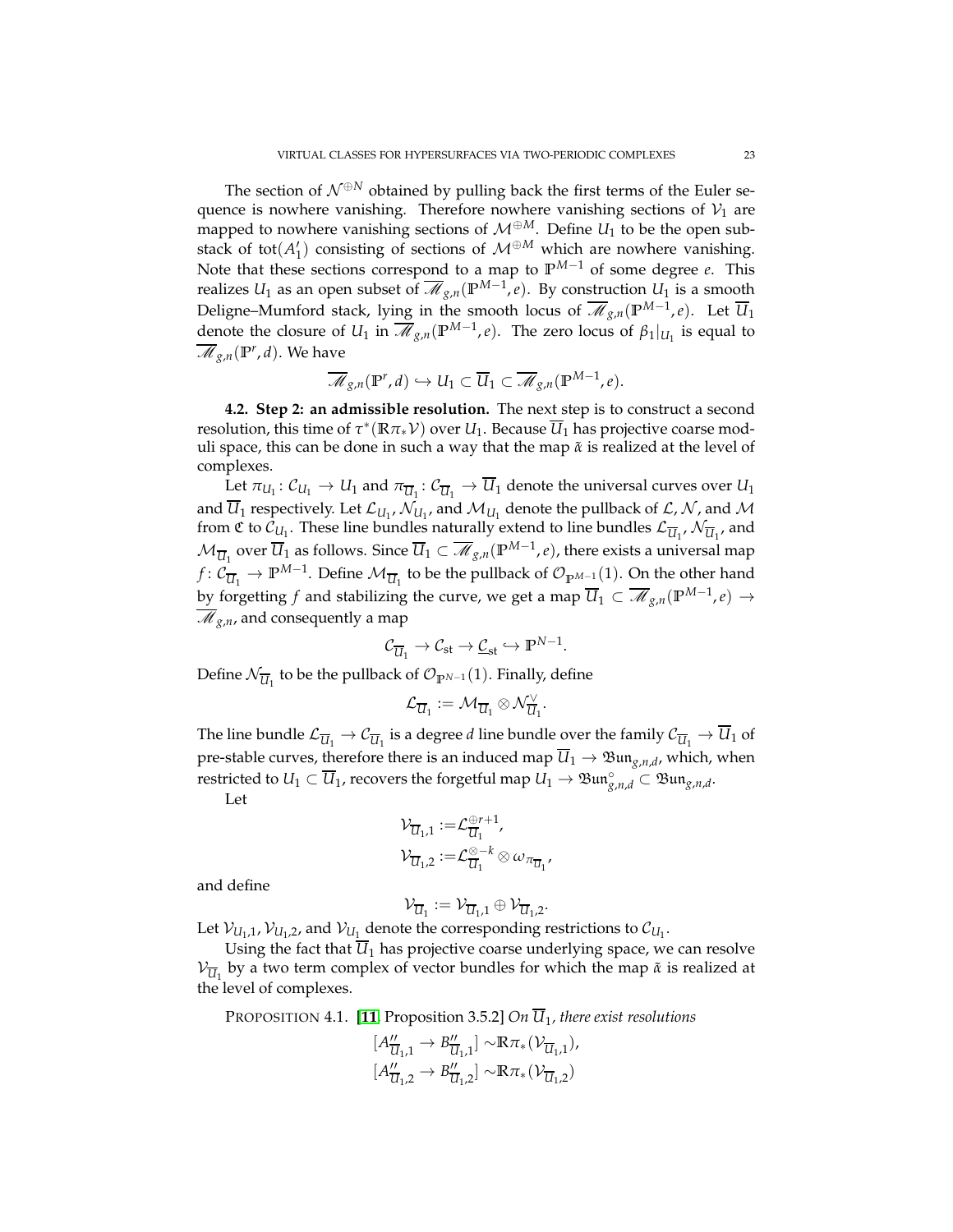The section of $\mathcal{N}^{\oplus N}$ obtained by pulling back the first terms of the Euler sequence is nowhere vanishing. Therefore nowhere vanishing sections of $\mathcal{V}_1$ are mapped to nowhere vanishing sections of $\mathcal{M}^{\oplus M}$. Define $U_1$ to be the open substack of $\mathrm{tot}(A_1')$ consisting of sections of $\mathcal{M}^{\oplus M}$ which are nowhere vanishing. Note that these sections correspond to a map to $\mathbb{P}^{M-1}$ of some degree $e$. This realizes $U_1$ as an open subset of $\overline{\mathscr{M}}_{g,n}(\mathbb{P}^{M-1}, e)$. By construction $U_1$ is a smooth Deligne–Mumford stack, lying in the smooth locus of $\overline{\mathscr{M}}_{g,n}(\mathbb{P}^{M-1}, e)$. Let $\overline{U}_1$ denote the closure of $U_1$ in $\overline{\mathscr{M}}_{g,n}(\mathbb{P}^{M-1}, e)$. The zero locus of $\beta_1|_{U_1}$ is equal to $\overline{\mathscr{M}}_{g,n}(\mathbb{P}^r, d)$. We have

$$\overline{\mathscr{M}}_{g,n}(\mathbb{P}^r, d) \hookrightarrow U_1 \subset \overline{U}_1 \subset \overline{\mathscr{M}}_{g,n}(\mathbb{P}^{M-1}, e).$$

**4.2. Step 2: an admissible resolution.** The next step is to construct a second resolution, this time of $\tau^*(\mathbb{R}\pi_*\mathcal{V})$ over $U_1$. Because $\overline{U}_1$ has projective coarse moduli space, this can be done in such a way that the map $\tilde{\alpha}$ is realized at the level of complexes.

Let $\pi_{U_1}\colon \mathcal{C}_{U_1} \to U_1$ and $\pi_{\overline{U}_1}\colon \mathcal{C}_{\overline{U}_1} \to \overline{U}_1$ denote the universal curves over $U_1$ and $\overline{U}_1$ respectively. Let $\mathcal{L}_{U_1}$, $\mathcal{N}_{U_1}$, and $\mathcal{M}_{U_1}$ denote the pullback of $\mathcal{L}$, $\mathcal{N}$, and $\mathcal{M}$ from $\mathfrak{C}$ to $\mathcal{C}_{U_1}$. These line bundles naturally extend to line bundles $\mathcal{L}_{\overline{U}_1}$, $\mathcal{N}_{\overline{U}_1}$, and $\mathcal{M}_{\overline{U}_1}$ over $\overline{U}_1$ as follows. Since $\overline{U}_1 \subset \overline{\mathscr{M}}_{g,n}(\mathbb{P}^{M-1}, e)$, there exists a universal map $f\colon \mathcal{C}_{\overline{U}_1} \to \mathbb{P}^{M-1}$. Define $\mathcal{M}_{\overline{U}_1}$ to be the pullback of $\mathcal{O}_{\mathbb{P}^{M-1}}(1)$. On the other hand by forgetting $f$ and stabilizing the curve, we get a map $\overline{U}_1 \subset \overline{\mathscr{M}}_{g,n}(\mathbb{P}^{M-1}, e) \to \overline{\mathscr{M}}_{g,n}$, and consequently a map

$$\mathcal{C}_{\overline{U}_1} \to \mathcal{C}_{\mathrm{st}} \to \underline{\mathcal{C}}_{\mathrm{st}} \hookrightarrow \mathbb{P}^{N-1}.$$

Define $\mathcal{N}_{\overline{U}_1}$ to be the pullback of $\mathcal{O}_{\mathbb{P}^{N-1}}(1)$. Finally, define

$$\mathcal{L}_{\overline{U}_1} := \mathcal{M}_{\overline{U}_1} \otimes \mathcal{N}_{\overline{U}_1}^{\vee}.$$

The line bundle $\mathcal{L}_{\overline{U}_1} \to \mathcal{C}_{\overline{U}_1}$ is a degree $d$ line bundle over the family $\mathcal{C}_{\overline{U}_1} \to \overline{U}_1$ of pre-stable curves, therefore there is an induced map $\overline{U}_1 \to \mathfrak{Bun}_{g,n,d}$, which, when restricted to $U_1 \subset \overline{U}_1$, recovers the forgetful map $U_1 \to \mathfrak{Bun}^{\circ}_{g,n,d} \subset \mathfrak{Bun}_{g,n,d}$.

Let

$$\mathcal{V}_{\overline{U}_1,1} := \mathcal{L}_{\overline{U}_1}^{\oplus r+1},$$
$$\mathcal{V}_{\overline{U}_1,2} := \mathcal{L}_{\overline{U}_1}^{\otimes -k} \otimes \omega_{\pi_{\overline{U}_1}},$$

and define

$$\mathcal{V}_{\overline{U}_1} := \mathcal{V}_{\overline{U}_1,1} \oplus \mathcal{V}_{\overline{U}_1,2}.$$

Let $\mathcal{V}_{U_1,1}$, $\mathcal{V}_{U_1,2}$, and $\mathcal{V}_{U_1}$ denote the corresponding restrictions to $\mathcal{C}_{U_1}$.

Using the fact that $\overline{U}_1$ has projective coarse underlying space, we can resolve $\mathcal{V}_{\overline{U}_1}$ by a two term complex of vector bundles for which the map $\tilde{\alpha}$ is realized at the level of complexes.

PROPOSITION 4.1. **[11]** Proposition 3.5.2] *On $\overline{U}_1$, there exist resolutions*

$$[A''_{\overline{U}_1,1} \to B''_{\overline{U}_1,1}] \sim \mathbb{R}\pi_*(\mathcal{V}_{\overline{U}_1,1}),$$
$$[A''_{\overline{U}_1,2} \to B''_{\overline{U}_1,2}] \sim \mathbb{R}\pi_*(\mathcal{V}_{\overline{U}_1,2})$$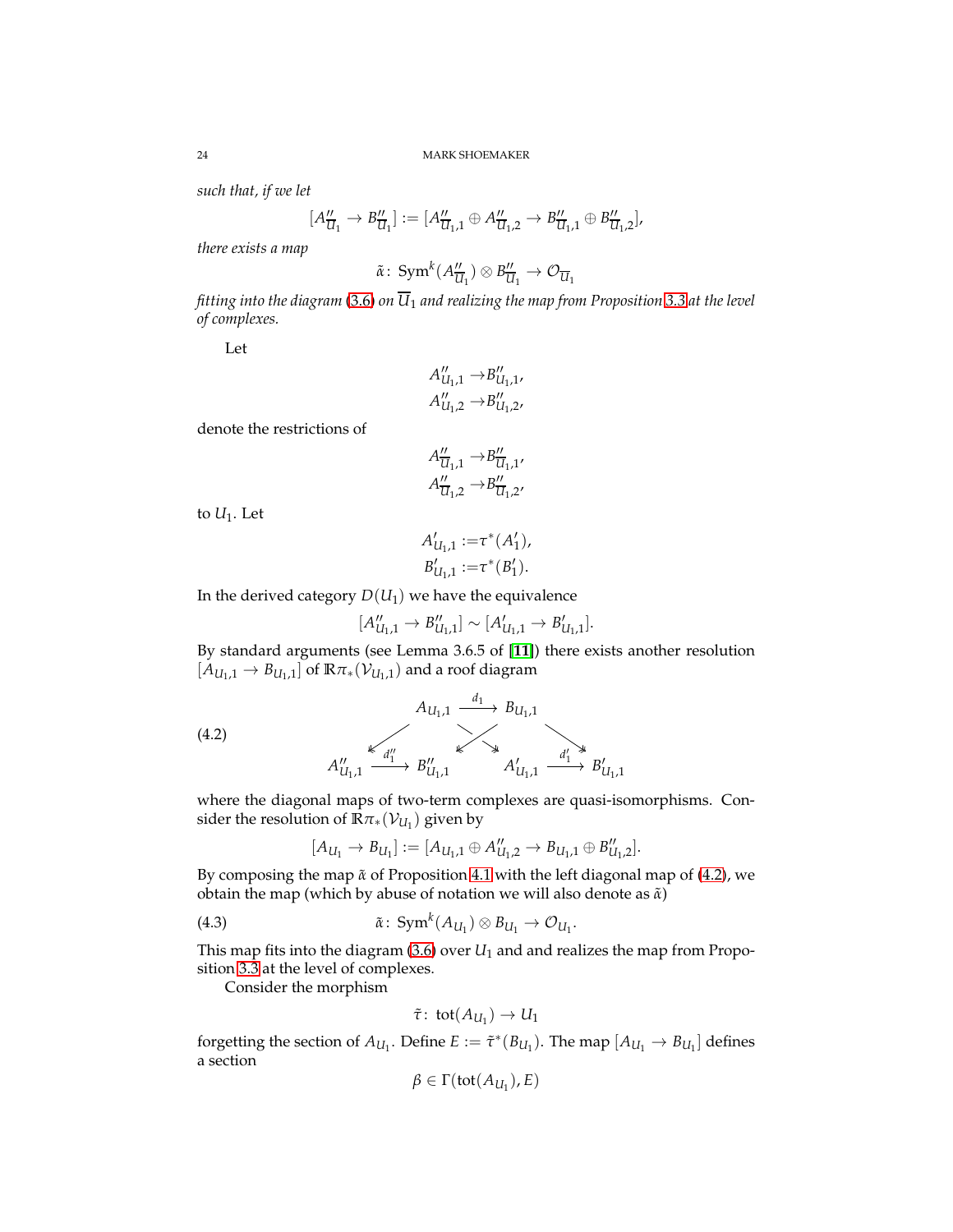*such that, if we let*

$$[A''_{\overline{U}_1} \to B''_{\overline{U}_1}] := [A''_{\overline{U}_1,1} \oplus A''_{\overline{U}_1,2} \to B''_{\overline{U}_1,1} \oplus B''_{\overline{U}_1,2}],$$

*there exists a map*

$$\tilde{\alpha}\colon \operatorname{Sym}^k(A''_{\overline{U}_1}) \otimes B''_{\overline{U}_1} \to \mathcal{O}_{\overline{U}_1}$$

*fitting into the diagram* (3.6) *on* $\overline{U}_1$ *and realizing the map from Proposition 3.3 at the level of complexes.*

Let

$$\begin{aligned} A''_{U_1,1} \to & B''_{U_1,1}, \\ A''_{U_1,2} \to & B''_{U_1,2}, \end{aligned}$$

denote the restrictions of

$$\begin{aligned} A''_{\overline{U}_1,1} \to & B''_{\overline{U}_1,1}, \\ A''_{\overline{U}_1,2} \to & B''_{\overline{U}_1,2}, \end{aligned}$$

to $U_1$. Let

$$\begin{aligned} A'_{U_1,1} := & \tau^*(A'_1), \\ B'_{U_1,1} := & \tau^*(B'_1). \end{aligned}$$

In the derived category $D(U_1)$ we have the equivalence

$$[A''_{U_1,1} \to B''_{U_1,1}] \sim [A'_{U_1,1} \to B'_{U_1,1}].$$

By standard arguments (see Lemma 3.6.5 of [**11**]) there exists another resolution $[A_{U_1,1} \to B_{U_1,1}]$ of $\mathbb{R}\pi_*(\mathcal{V}_{U_1,1})$ and a roof diagram

$$\begin{array}{ccccc} & & A_{U_1,1} \xrightarrow{d_1} B_{U_1,1} & & \\ & \swarrow & \searrow \quad \swarrow & \searrow & \\ A''_{U_1,1} \xrightarrow{d''_1} B''_{U_1,1} & & & & A'_{U_1,1} \xrightarrow{d'_1} B'_{U_1,1} \end{array} \tag{4.2}$$

where the diagonal maps of two-term complexes are quasi-isomorphisms. Consider the resolution of $\mathbb{R}\pi_*(\mathcal{V}_{U_1})$ given by

$$[A_{U_1} \to B_{U_1}] := [A_{U_1,1} \oplus A''_{U_1,2} \to B_{U_1,1} \oplus B''_{U_1,2}].$$

By composing the map $\tilde{\alpha}$ of Proposition 4.1 with the left diagonal map of (4.2), we obtain the map (which by abuse of notation we will also denote as $\tilde{\alpha}$)

$$\tilde{\alpha}\colon \operatorname{Sym}^k(A_{U_1}) \otimes B_{U_1} \to \mathcal{O}_{U_1}. \tag{4.3}$$

This map fits into the diagram (3.6) over $U_1$ and and realizes the map from Proposition 3.3 at the level of complexes.

Consider the morphism

$$\tilde{\tau}\colon \operatorname{tot}(A_{U_1}) \to U_1$$

forgetting the section of $A_{U_1}$. Define $E := \tilde{\tau}^*(B_{U_1})$. The map $[A_{U_1} \to B_{U_1}]$ defines a section

$$\beta \in \Gamma(\operatorname{tot}(A_{U_1}), E)$$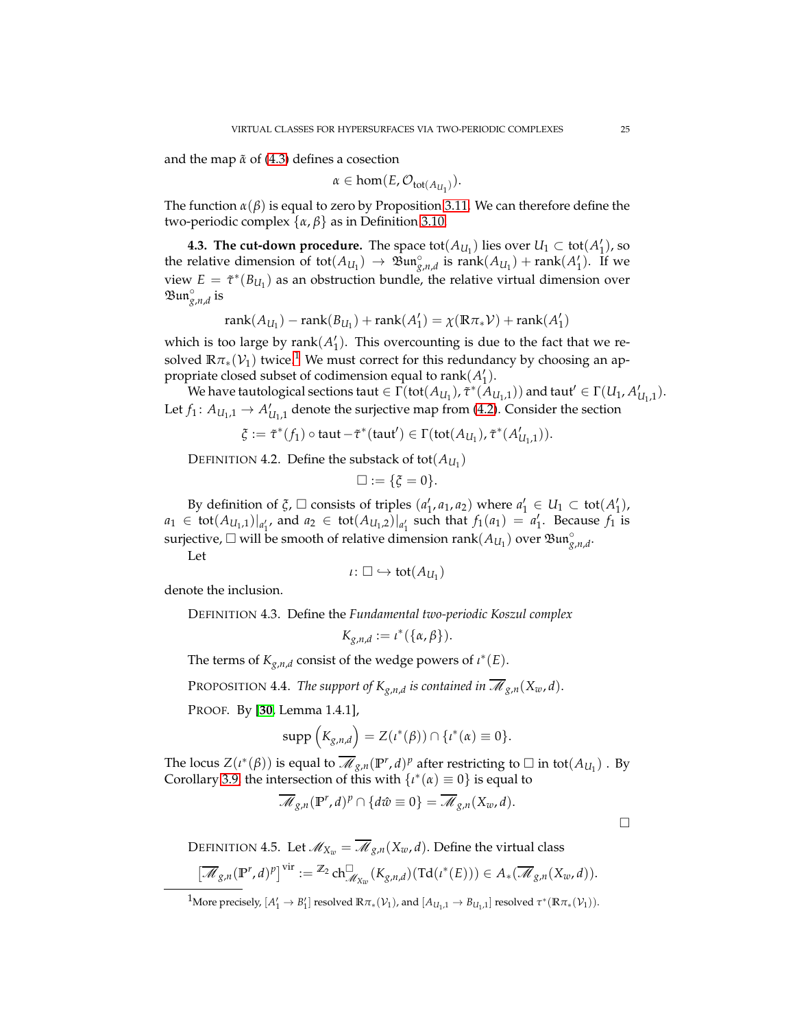and the map $\tilde{\alpha}$ of (4.3) defines a cosection

$$\alpha \in \hom(E, \mathcal{O}_{\mathrm{tot}(A_{U_1})}).$$

The function $\alpha(\beta)$ is equal to zero by Proposition 3.11. We can therefore define the two-periodic complex $\{\alpha, \beta\}$ as in Definition 3.10.

**4.3. The cut-down procedure.** The space $\mathrm{tot}(A_{U_1})$ lies over $U_1 \subset \mathrm{tot}(A'_1)$, so the relative dimension of $\mathrm{tot}(A_{U_1}) \to \mathfrak{Bun}^\circ_{g,n,d}$ is $\mathrm{rank}(A_{U_1}) + \mathrm{rank}(A'_1)$. If we view $E = \tilde{\tau}^*(B_{U_1})$ as an obstruction bundle, the relative virtual dimension over $\mathfrak{Bun}^\circ_{g,n,d}$ is

$$\mathrm{rank}(A_{U_1}) - \mathrm{rank}(B_{U_1}) + \mathrm{rank}(A'_1) = \chi(\mathbb{R}\pi_*\mathcal{V}) + \mathrm{rank}(A'_1)$$

which is too large by $\mathrm{rank}(A'_1)$. This overcounting is due to the fact that we resolved $\mathbb{R}\pi_*(\mathcal{V}_1)$ twice.[1] We must correct for this redundancy by choosing an appropriate closed subset of codimension equal to $\mathrm{rank}(A'_1)$.

We have tautological sections $\mathrm{taut} \in \Gamma(\mathrm{tot}(A_{U_1}), \tilde{\tau}^*(A_{U_1,1}))$ and $\mathrm{taut}' \in \Gamma(U_1, A'_{U_1,1})$. Let $f_1 \colon A_{U_1,1} \to A'_{U_1,1}$ denote the surjective map from (4.2). Consider the section

$$\xi := \tilde{\tau}^*(f_1) \circ \mathrm{taut} - \tilde{\tau}^*(\mathrm{taut}') \in \Gamma(\mathrm{tot}(A_{U_1}), \tilde{\tau}^*(A'_{U_1,1})).$$

DEFINITION 4.2. Define the substack of $\mathrm{tot}(A_{U_1})$

$$\square := \{\xi = 0\}.$$

By definition of $\xi$, $\square$ consists of triples $(a'_1, a_1, a_2)$ where $a'_1 \in U_1 \subset \mathrm{tot}(A'_1)$, $a_1 \in \mathrm{tot}(A_{U_1,1})|_{a'_1}$, and $a_2 \in \mathrm{tot}(A_{U_1,2})|_{a'_1}$ such that $f_1(a_1) = a'_1$. Because $f_1$ is surjective, $\square$ will be smooth of relative dimension $\mathrm{rank}(A_{U_1})$ over $\mathfrak{Bun}^\circ_{g,n,d}$.

Let

$$\iota \colon \square \hookrightarrow \mathrm{tot}(A_{U_1})$$

denote the inclusion.

DEFINITION 4.3. Define the *Fundamental two-periodic Koszul complex*

$$K_{g,n,d} := \iota^*(\{\alpha, \beta\}).$$

The terms of $K_{g,n,d}$ consist of the wedge powers of $\iota^*(E)$.

PROPOSITION 4.4. *The support of $K_{g,n,d}$ is contained in $\overline{\mathscr{M}}_{g,n}(X_w, d)$.*

PROOF. By [30, Lemma 1.4.1],

$$\mathrm{supp}\left(K_{g,n,d}\right) = Z(\iota^*(\beta)) \cap \{\iota^*(\alpha) \equiv 0\}.$$

The locus $Z(\iota^*(\beta))$ is equal to $\overline{\mathscr{M}}_{g,n}(\mathbb{P}^r, d)^p$ after restricting to $\square$ in $\mathrm{tot}(A_{U_1})$. By Corollary 3.9, the intersection of this with $\{\iota^*(\alpha) \equiv 0\}$ is equal to

$$\overline{\mathscr{M}}_{g,n}(\mathbb{P}^r, d)^p \cap \{d\hat{w} \equiv 0\} = \overline{\mathscr{M}}_{g,n}(X_w, d).$$

$\square$

DEFINITION 4.5. Let $\mathscr{M}_{X_w} = \overline{\mathscr{M}}_{g,n}(X_w, d)$. Define the virtual class

$$\left[\overline{\mathscr{M}}_{g,n}(\mathbb{P}^r, d)^p\right]^{\mathrm{vir}} := {}^{\mathbb{Z}_2}\mathrm{ch}^{\square}_{\mathscr{M}_{X_w}}(K_{g,n,d})(\mathrm{Td}(\iota^*(E))) \in A_*(\overline{\mathscr{M}}_{g,n}(X_w, d)).$$

---

[1] More precisely, $[A'_1 \to B'_1]$ resolved $\mathbb{R}\pi_*(\mathcal{V}_1)$, and $[A_{U_1,1} \to B_{U_1,1}]$ resolved $\tau^*(\mathbb{R}\pi_*(\mathcal{V}_1))$.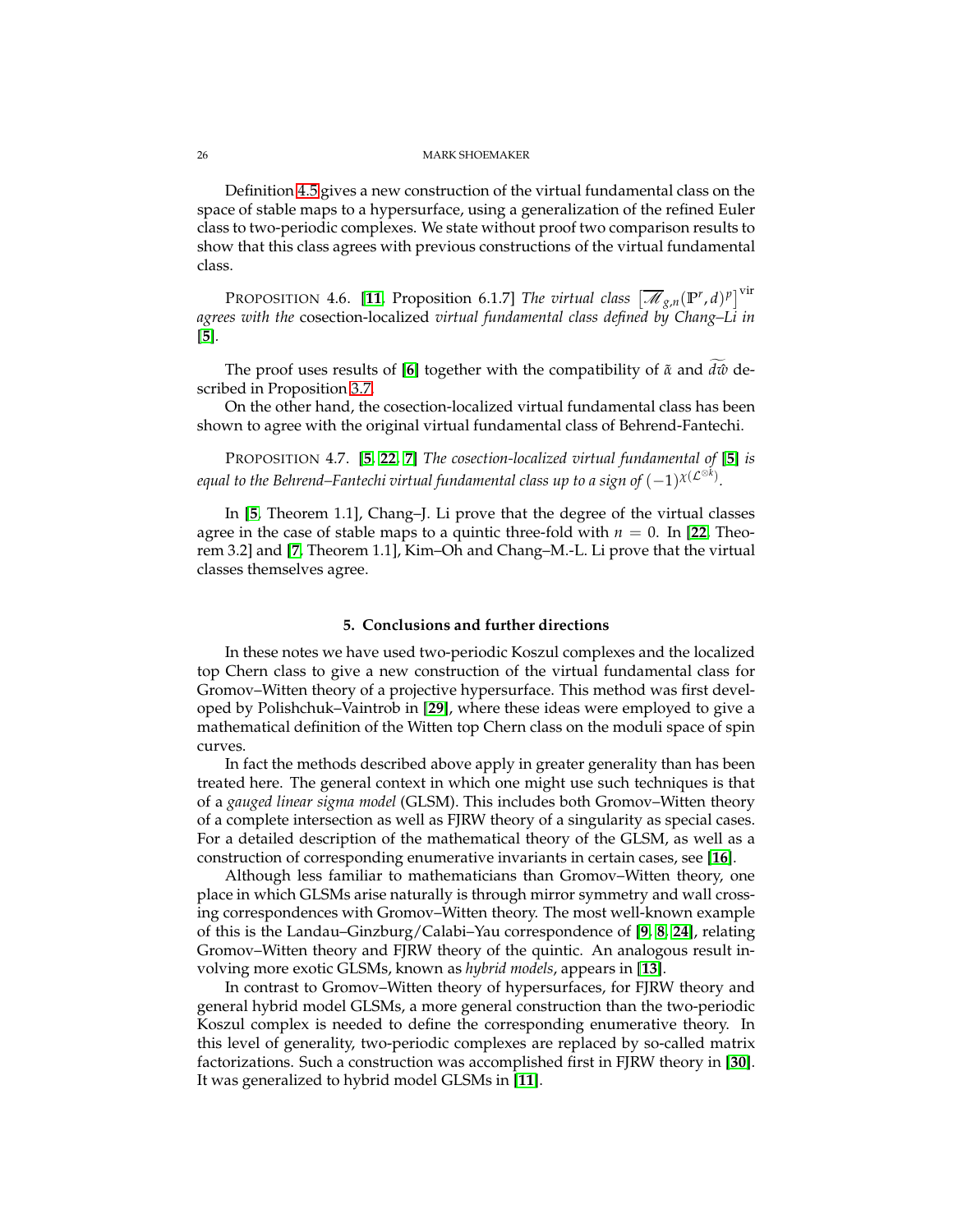Definition 4.5 gives a new construction of the virtual fundamental class on the space of stable maps to a hypersurface, using a generalization of the refined Euler class to two-periodic complexes. We state without proof two comparison results to show that this class agrees with previous constructions of the virtual fundamental class.

PROPOSITION 4.6. [**11**, Proposition 6.1.7] *The virtual class* $[\overline{\mathscr{M}}_{g,n}(\mathbb{P}^r, d)^p]^{\mathrm{vir}}$ *agrees with the* cosection-localized *virtual fundamental class defined by Chang–Li in* [**5**].

The proof uses results of [**6**] together with the compatibility of $\tilde{\alpha}$ and $\widetilde{d\bar{w}}$ described in Proposition 3.7.

On the other hand, the cosection-localized virtual fundamental class has been shown to agree with the original virtual fundamental class of Behrend-Fantechi.

PROPOSITION 4.7. [**5**, **22**, **7**] *The cosection-localized virtual fundamental of* [**5**] *is equal to the Behrend–Fantechi virtual fundamental class up to a sign of* $(-1)^{\chi(\mathcal{L}^{\otimes k})}$.

In [**5**, Theorem 1.1], Chang–J. Li prove that the degree of the virtual classes agree in the case of stable maps to a quintic three-fold with $n = 0$. In [**22**, Theorem 3.2] and [**7**, Theorem 1.1], Kim–Oh and Chang–M.-L. Li prove that the virtual classes themselves agree.

## 5. Conclusions and further directions

In these notes we have used two-periodic Koszul complexes and the localized top Chern class to give a new construction of the virtual fundamental class for Gromov–Witten theory of a projective hypersurface. This method was first developed by Polishchuk–Vaintrob in [**29**], where these ideas were employed to give a mathematical definition of the Witten top Chern class on the moduli space of spin curves.

In fact the methods described above apply in greater generality than has been treated here. The general context in which one might use such techniques is that of a *gauged linear sigma model* (GLSM). This includes both Gromov–Witten theory of a complete intersection as well as FJRW theory of a singularity as special cases. For a detailed description of the mathematical theory of the GLSM, as well as a construction of corresponding enumerative invariants in certain cases, see [**16**].

Although less familiar to mathematicians than Gromov–Witten theory, one place in which GLSMs arise naturally is through mirror symmetry and wall crossing correspondences with Gromov–Witten theory. The most well-known example of this is the Landau–Ginzburg/Calabi–Yau correspondence of [**9**, **8**, **24**], relating Gromov–Witten theory and FJRW theory of the quintic. An analogous result involving more exotic GLSMs, known as *hybrid models*, appears in [**13**].

In contrast to Gromov–Witten theory of hypersurfaces, for FJRW theory and general hybrid model GLSMs, a more general construction than the two-periodic Koszul complex is needed to define the corresponding enumerative theory. In this level of generality, two-periodic complexes are replaced by so-called matrix factorizations. Such a construction was accomplished first in FJRW theory in [**30**]. It was generalized to hybrid model GLSMs in [**11**].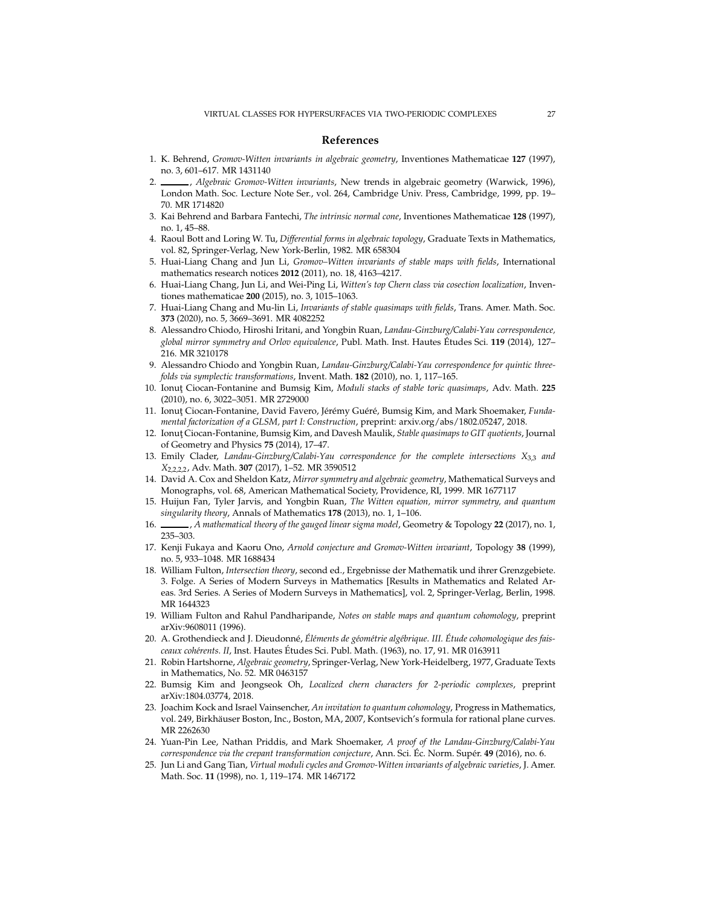## References

1. K. Behrend, *Gromov-Witten invariants in algebraic geometry*, Inventiones Mathematicae **127** (1997), no. 3, 601–617. MR 1431140
2. ______, *Algebraic Gromov-Witten invariants*, New trends in algebraic geometry (Warwick, 1996), London Math. Soc. Lecture Note Ser., vol. 264, Cambridge Univ. Press, Cambridge, 1999, pp. 19–70. MR 1714820
3. Kai Behrend and Barbara Fantechi, *The intrinsic normal cone*, Inventiones Mathematicae **128** (1997), no. 1, 45–88.
4. Raoul Bott and Loring W. Tu, *Differential forms in algebraic topology*, Graduate Texts in Mathematics, vol. 82, Springer-Verlag, New York-Berlin, 1982. MR 658304
5. Huai-Liang Chang and Jun Li, *Gromov–Witten invariants of stable maps with fields*, International mathematics research notices **2012** (2011), no. 18, 4163–4217.
6. Huai-Liang Chang, Jun Li, and Wei-Ping Li, *Witten's top Chern class via cosection localization*, Inventiones mathematicae **200** (2015), no. 3, 1015–1063.
7. Huai-Liang Chang and Mu-lin Li, *Invariants of stable quasimaps with fields*, Trans. Amer. Math. Soc. **373** (2020), no. 5, 3669–3691. MR 4082252
8. Alessandro Chiodo, Hiroshi Iritani, and Yongbin Ruan, *Landau-Ginzburg/Calabi-Yau correspondence, global mirror symmetry and Orlov equivalence*, Publ. Math. Inst. Hautes Études Sci. **119** (2014), 127–216. MR 3210178
9. Alessandro Chiodo and Yongbin Ruan, *Landau-Ginzburg/Calabi-Yau correspondence for quintic three-folds via symplectic transformations*, Invent. Math. **182** (2010), no. 1, 117–165.
10. Ionuţ Ciocan-Fontanine and Bumsig Kim, *Moduli stacks of stable toric quasimaps*, Adv. Math. **225** (2010), no. 6, 3022–3051. MR 2729000
11. Ionuţ Ciocan-Fontanine, David Favero, Jérémy Guéré, Bumsig Kim, and Mark Shoemaker, *Fundamental factorization of a GLSM, part I: Construction*, preprint: arxiv.org/abs/1802.05247, 2018.
12. Ionuţ Ciocan-Fontanine, Bumsig Kim, and Davesh Maulik, *Stable quasimaps to GIT quotients*, Journal of Geometry and Physics **75** (2014), 17–47.
13. Emily Clader, *Landau-Ginzburg/Calabi-Yau correspondence for the complete intersections $X_{3,3}$ and $X_{2,2,2,2}$*, Adv. Math. **307** (2017), 1–52. MR 3590512
14. David A. Cox and Sheldon Katz, *Mirror symmetry and algebraic geometry*, Mathematical Surveys and Monographs, vol. 68, American Mathematical Society, Providence, RI, 1999. MR 1677117
15. Huijun Fan, Tyler Jarvis, and Yongbin Ruan, *The Witten equation, mirror symmetry, and quantum singularity theory*, Annals of Mathematics **178** (2013), no. 1, 1–106.
16. ______, *A mathematical theory of the gauged linear sigma model*, Geometry & Topology **22** (2017), no. 1, 235–303.
17. Kenji Fukaya and Kaoru Ono, *Arnold conjecture and Gromov-Witten invariant*, Topology **38** (1999), no. 5, 933–1048. MR 1688434
18. William Fulton, *Intersection theory*, second ed., Ergebnisse der Mathematik und ihrer Grenzgebiete. 3. Folge. A Series of Modern Surveys in Mathematics [Results in Mathematics and Related Areas. 3rd Series. A Series of Modern Surveys in Mathematics], vol. 2, Springer-Verlag, Berlin, 1998. MR 1644323
19. William Fulton and Rahul Pandharipande, *Notes on stable maps and quantum cohomology*, preprint arXiv:9608011 (1996).
20. A. Grothendieck and J. Dieudonné, *Éléments de géométrie algébrique. III. Étude cohomologique des faisceaux cohérents. II*, Inst. Hautes Études Sci. Publ. Math. (1963), no. 17, 91. MR 0163911
21. Robin Hartshorne, *Algebraic geometry*, Springer-Verlag, New York-Heidelberg, 1977, Graduate Texts in Mathematics, No. 52. MR 0463157
22. Bumsig Kim and Jeongseok Oh, *Localized chern characters for 2-periodic complexes*, preprint arXiv:1804.03774, 2018.
23. Joachim Kock and Israel Vainsencher, *An invitation to quantum cohomology*, Progress in Mathematics, vol. 249, Birkhäuser Boston, Inc., Boston, MA, 2007, Kontsevich's formula for rational plane curves. MR 2262630
24. Yuan-Pin Lee, Nathan Priddis, and Mark Shoemaker, *A proof of the Landau-Ginzburg/Calabi-Yau correspondence via the crepant transformation conjecture*, Ann. Sci. Éc. Norm. Supér. **49** (2016), no. 6.
25. Jun Li and Gang Tian, *Virtual moduli cycles and Gromov-Witten invariants of algebraic varieties*, J. Amer. Math. Soc. **11** (1998), no. 1, 119–174. MR 1467172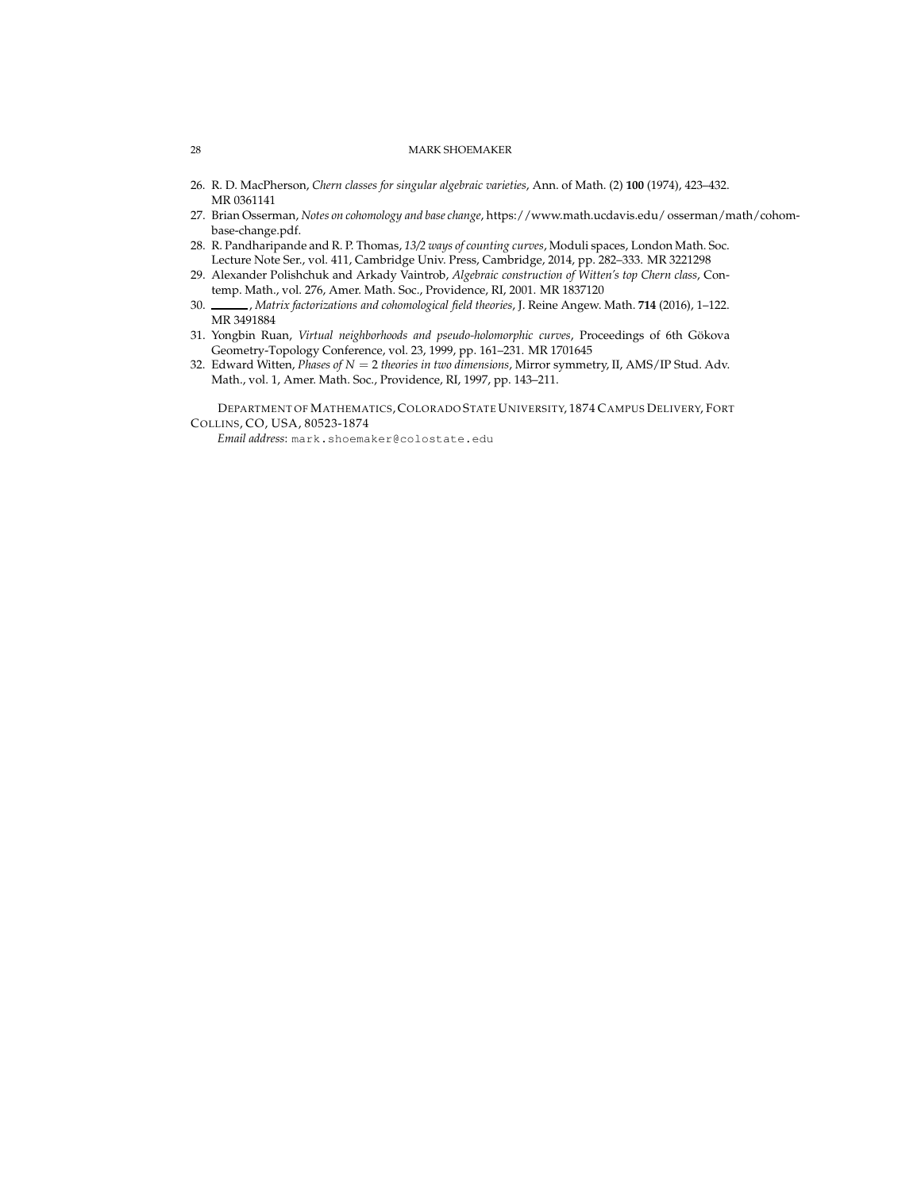26. R. D. MacPherson, *Chern classes for singular algebraic varieties*, Ann. of Math. (2) **100** (1974), 423–432. MR 0361141
27. Brian Osserman, *Notes on cohomology and base change*, https://www.math.ucdavis.edu/ osserman/math/cohom-base-change.pdf.
28. R. Pandharipande and R. P. Thomas, *13/2 ways of counting curves*, Moduli spaces, London Math. Soc. Lecture Note Ser., vol. 411, Cambridge Univ. Press, Cambridge, 2014, pp. 282–333. MR 3221298
29. Alexander Polishchuk and Arkady Vaintrob, *Algebraic construction of Witten's top Chern class*, Contemp. Math., vol. 276, Amer. Math. Soc., Providence, RI, 2001. MR 1837120
30. ______, *Matrix factorizations and cohomological field theories*, J. Reine Angew. Math. **714** (2016), 1–122. MR 3491884
31. Yongbin Ruan, *Virtual neighborhoods and pseudo-holomorphic curves*, Proceedings of 6th Gökova Geometry-Topology Conference, vol. 23, 1999, pp. 161–231. MR 1701645
32. Edward Witten, *Phases of $N = 2$ theories in two dimensions*, Mirror symmetry, II, AMS/IP Stud. Adv. Math., vol. 1, Amer. Math. Soc., Providence, RI, 1997, pp. 143–211.

DEPARTMENT OF MATHEMATICS, COLORADO STATE UNIVERSITY, 1874 CAMPUS DELIVERY, FORT COLLINS, CO, USA, 80523-1874

*Email address*: mark.shoemaker@colostate.edu